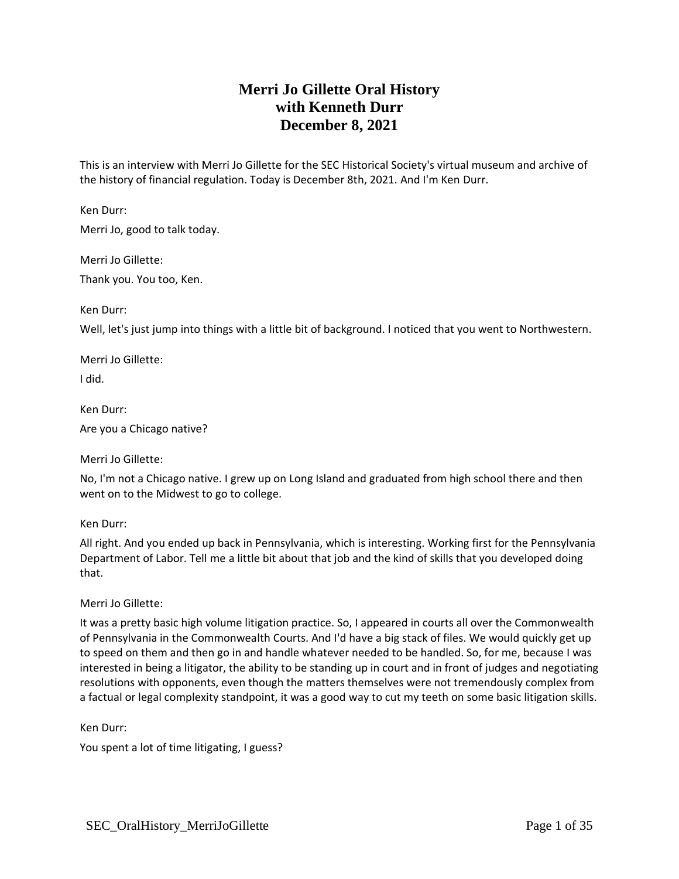# Merri Jo Gillette Oral History with Kenneth Durr December 8, 2021

This is an interview with Merri Jo Gillette for the SEC Historical Society's virtual museum and archive of the history of financial regulation. Today is December 8th, 2021. And I'm Ken Durr.

Ken Durr:

Merri Jo, good to talk today.

Merri Jo Gillette:

Thank you. You too, Ken.

Ken Durr:

Well, let's just jump into things with a little bit of background. I noticed that you went to Northwestern.

Merri Jo Gillette:

I did.

Ken Durr:

Are you a Chicago native?

Merri Jo Gillette:

No, I'm not a Chicago native. I grew up on Long Island and graduated from high school there and then went on to the Midwest to go to college.

Ken Durr:

All right. And you ended up back in Pennsylvania, which is interesting. Working first for the Pennsylvania Department of Labor. Tell me a little bit about that job and the kind of skills that you developed doing that.

Merri Jo Gillette:

It was a pretty basic high volume litigation practice. So, I appeared in courts all over the Commonwealth of Pennsylvania in the Commonwealth Courts. And I'd have a big stack of files. We would quickly get up to speed on them and then go in and handle whatever needed to be handled. So, for me, because I was interested in being a litigator, the ability to be standing up in court and in front of judges and negotiating resolutions with opponents, even though the matters themselves were not tremendously complex from a factual or legal complexity standpoint, it was a good way to cut my teeth on some basic litigation skills.

Ken Durr:

You spent a lot of time litigating, I guess?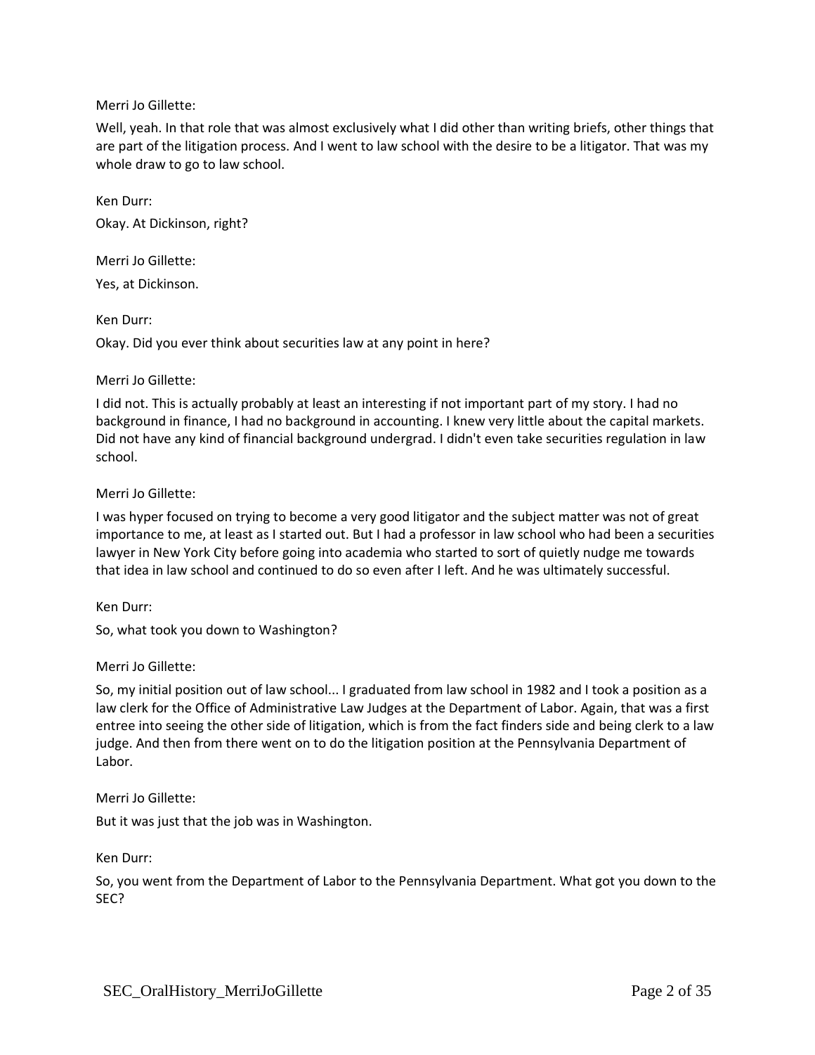Merri Jo Gillette:

Well, yeah. In that role that was almost exclusively what I did other than writing briefs, other things that are part of the litigation process. And I went to law school with the desire to be a litigator. That was my whole draw to go to law school.

Ken Durr:

Okay. At Dickinson, right?

Merri Jo Gillette:

Yes, at Dickinson.

Ken Durr:

Okay. Did you ever think about securities law at any point in here?

Merri Jo Gillette:

I did not. This is actually probably at least an interesting if not important part of my story. I had no background in finance, I had no background in accounting. I knew very little about the capital markets. Did not have any kind of financial background undergrad. I didn't even take securities regulation in law school.

Merri Jo Gillette:

I was hyper focused on trying to become a very good litigator and the subject matter was not of great importance to me, at least as I started out. But I had a professor in law school who had been a securities lawyer in New York City before going into academia who started to sort of quietly nudge me towards that idea in law school and continued to do so even after I left. And he was ultimately successful.

Ken Durr:

So, what took you down to Washington?

Merri Jo Gillette:

So, my initial position out of law school... I graduated from law school in 1982 and I took a position as a law clerk for the Office of Administrative Law Judges at the Department of Labor. Again, that was a first entree into seeing the other side of litigation, which is from the fact finders side and being clerk to a law judge. And then from there went on to do the litigation position at the Pennsylvania Department of Labor.

Merri Jo Gillette:

But it was just that the job was in Washington.

Ken Durr:

So, you went from the Department of Labor to the Pennsylvania Department. What got you down to the SEC?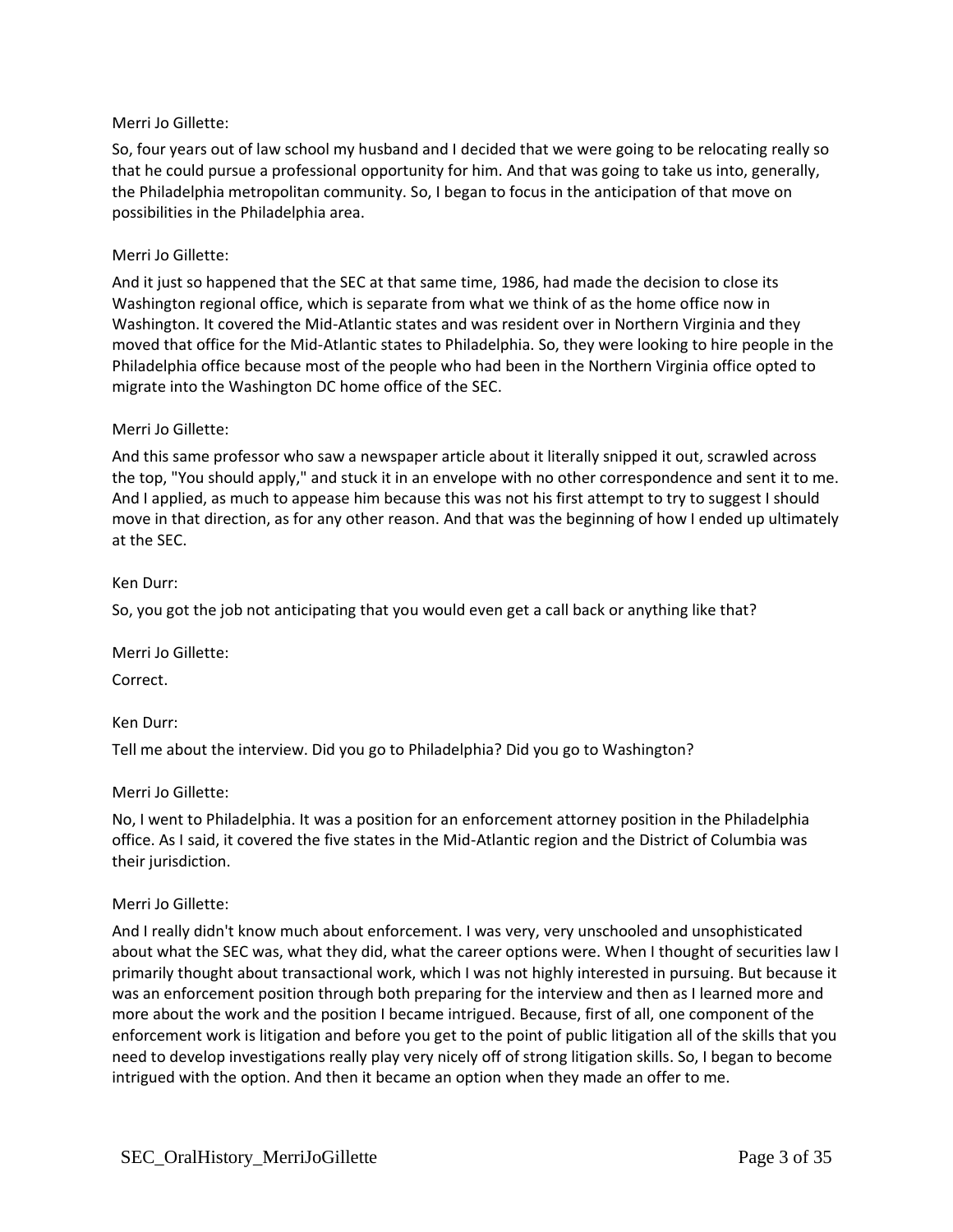Merri Jo Gillette:

So, four years out of law school my husband and I decided that we were going to be relocating really so that he could pursue a professional opportunity for him. And that was going to take us into, generally, the Philadelphia metropolitan community. So, I began to focus in the anticipation of that move on possibilities in the Philadelphia area.

Merri Jo Gillette:

And it just so happened that the SEC at that same time, 1986, had made the decision to close its Washington regional office, which is separate from what we think of as the home office now in Washington. It covered the Mid-Atlantic states and was resident over in Northern Virginia and they moved that office for the Mid-Atlantic states to Philadelphia. So, they were looking to hire people in the Philadelphia office because most of the people who had been in the Northern Virginia office opted to migrate into the Washington DC home office of the SEC.

Merri Jo Gillette:

And this same professor who saw a newspaper article about it literally snipped it out, scrawled across the top, "You should apply," and stuck it in an envelope with no other correspondence and sent it to me. And I applied, as much to appease him because this was not his first attempt to try to suggest I should move in that direction, as for any other reason. And that was the beginning of how I ended up ultimately at the SEC.

Ken Durr:

So, you got the job not anticipating that you would even get a call back or anything like that?

Merri Jo Gillette:

Correct.

Ken Durr:

Tell me about the interview. Did you go to Philadelphia? Did you go to Washington?

Merri Jo Gillette:

No, I went to Philadelphia. It was a position for an enforcement attorney position in the Philadelphia office. As I said, it covered the five states in the Mid-Atlantic region and the District of Columbia was their jurisdiction.

Merri Jo Gillette:

And I really didn't know much about enforcement. I was very, very unschooled and unsophisticated about what the SEC was, what they did, what the career options were. When I thought of securities law I primarily thought about transactional work, which I was not highly interested in pursuing. But because it was an enforcement position through both preparing for the interview and then as I learned more and more about the work and the position I became intrigued. Because, first of all, one component of the enforcement work is litigation and before you get to the point of public litigation all of the skills that you need to develop investigations really play very nicely off of strong litigation skills. So, I began to become intrigued with the option. And then it became an option when they made an offer to me.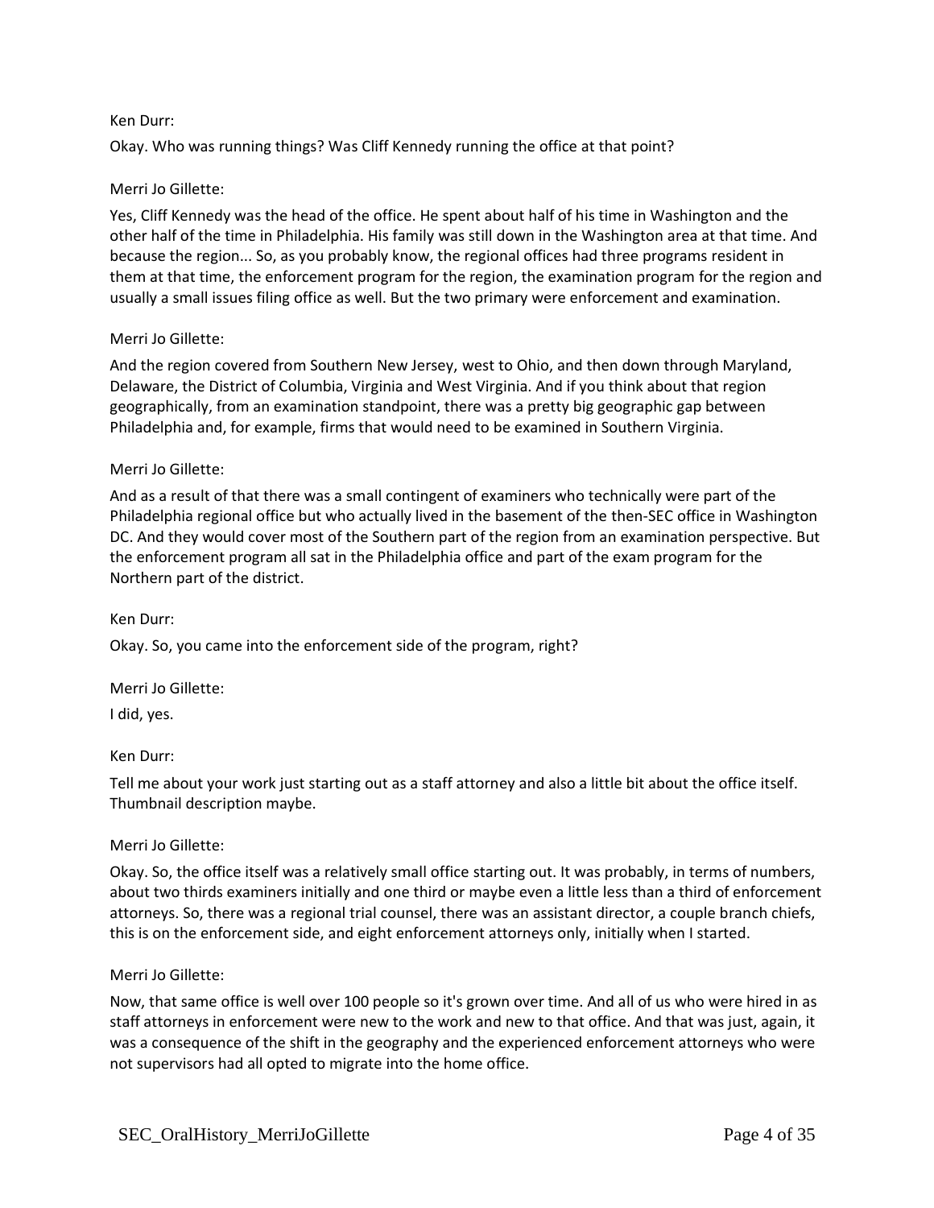Ken Durr:

Okay. Who was running things? Was Cliff Kennedy running the office at that point?

Merri Jo Gillette:

Yes, Cliff Kennedy was the head of the office. He spent about half of his time in Washington and the other half of the time in Philadelphia. His family was still down in the Washington area at that time. And because the region... So, as you probably know, the regional offices had three programs resident in them at that time, the enforcement program for the region, the examination program for the region and usually a small issues filing office as well. But the two primary were enforcement and examination.

Merri Jo Gillette:

And the region covered from Southern New Jersey, west to Ohio, and then down through Maryland, Delaware, the District of Columbia, Virginia and West Virginia. And if you think about that region geographically, from an examination standpoint, there was a pretty big geographic gap between Philadelphia and, for example, firms that would need to be examined in Southern Virginia.

Merri Jo Gillette:

And as a result of that there was a small contingent of examiners who technically were part of the Philadelphia regional office but who actually lived in the basement of the then-SEC office in Washington DC. And they would cover most of the Southern part of the region from an examination perspective. But the enforcement program all sat in the Philadelphia office and part of the exam program for the Northern part of the district.

Ken Durr:

Okay. So, you came into the enforcement side of the program, right?

Merri Jo Gillette:

I did, yes.

Ken Durr:

Tell me about your work just starting out as a staff attorney and also a little bit about the office itself. Thumbnail description maybe.

Merri Jo Gillette:

Okay. So, the office itself was a relatively small office starting out. It was probably, in terms of numbers, about two thirds examiners initially and one third or maybe even a little less than a third of enforcement attorneys. So, there was a regional trial counsel, there was an assistant director, a couple branch chiefs, this is on the enforcement side, and eight enforcement attorneys only, initially when I started.

Merri Jo Gillette:

Now, that same office is well over 100 people so it's grown over time. And all of us who were hired in as staff attorneys in enforcement were new to the work and new to that office. And that was just, again, it was a consequence of the shift in the geography and the experienced enforcement attorneys who were not supervisors had all opted to migrate into the home office.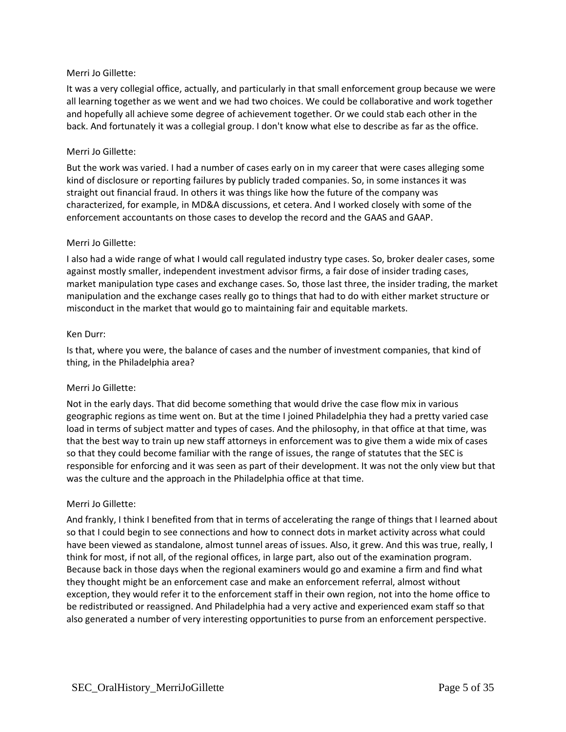Merri Jo Gillette:

It was a very collegial office, actually, and particularly in that small enforcement group because we were all learning together as we went and we had two choices. We could be collaborative and work together and hopefully all achieve some degree of achievement together. Or we could stab each other in the back. And fortunately it was a collegial group. I don't know what else to describe as far as the office.

Merri Jo Gillette:

But the work was varied. I had a number of cases early on in my career that were cases alleging some kind of disclosure or reporting failures by publicly traded companies. So, in some instances it was straight out financial fraud. In others it was things like how the future of the company was characterized, for example, in MD&A discussions, et cetera. And I worked closely with some of the enforcement accountants on those cases to develop the record and the GAAS and GAAP.

Merri Jo Gillette:

I also had a wide range of what I would call regulated industry type cases. So, broker dealer cases, some against mostly smaller, independent investment advisor firms, a fair dose of insider trading cases, market manipulation type cases and exchange cases. So, those last three, the insider trading, the market manipulation and the exchange cases really go to things that had to do with either market structure or misconduct in the market that would go to maintaining fair and equitable markets.

Ken Durr:

Is that, where you were, the balance of cases and the number of investment companies, that kind of thing, in the Philadelphia area?

Merri Jo Gillette:

Not in the early days. That did become something that would drive the case flow mix in various geographic regions as time went on. But at the time I joined Philadelphia they had a pretty varied case load in terms of subject matter and types of cases. And the philosophy, in that office at that time, was that the best way to train up new staff attorneys in enforcement was to give them a wide mix of cases so that they could become familiar with the range of issues, the range of statutes that the SEC is responsible for enforcing and it was seen as part of their development. It was not the only view but that was the culture and the approach in the Philadelphia office at that time.

Merri Jo Gillette:

And frankly, I think I benefited from that in terms of accelerating the range of things that I learned about so that I could begin to see connections and how to connect dots in market activity across what could have been viewed as standalone, almost tunnel areas of issues. Also, it grew. And this was true, really, I think for most, if not all, of the regional offices, in large part, also out of the examination program. Because back in those days when the regional examiners would go and examine a firm and find what they thought might be an enforcement case and make an enforcement referral, almost without exception, they would refer it to the enforcement staff in their own region, not into the home office to be redistributed or reassigned. And Philadelphia had a very active and experienced exam staff so that also generated a number of very interesting opportunities to purse from an enforcement perspective.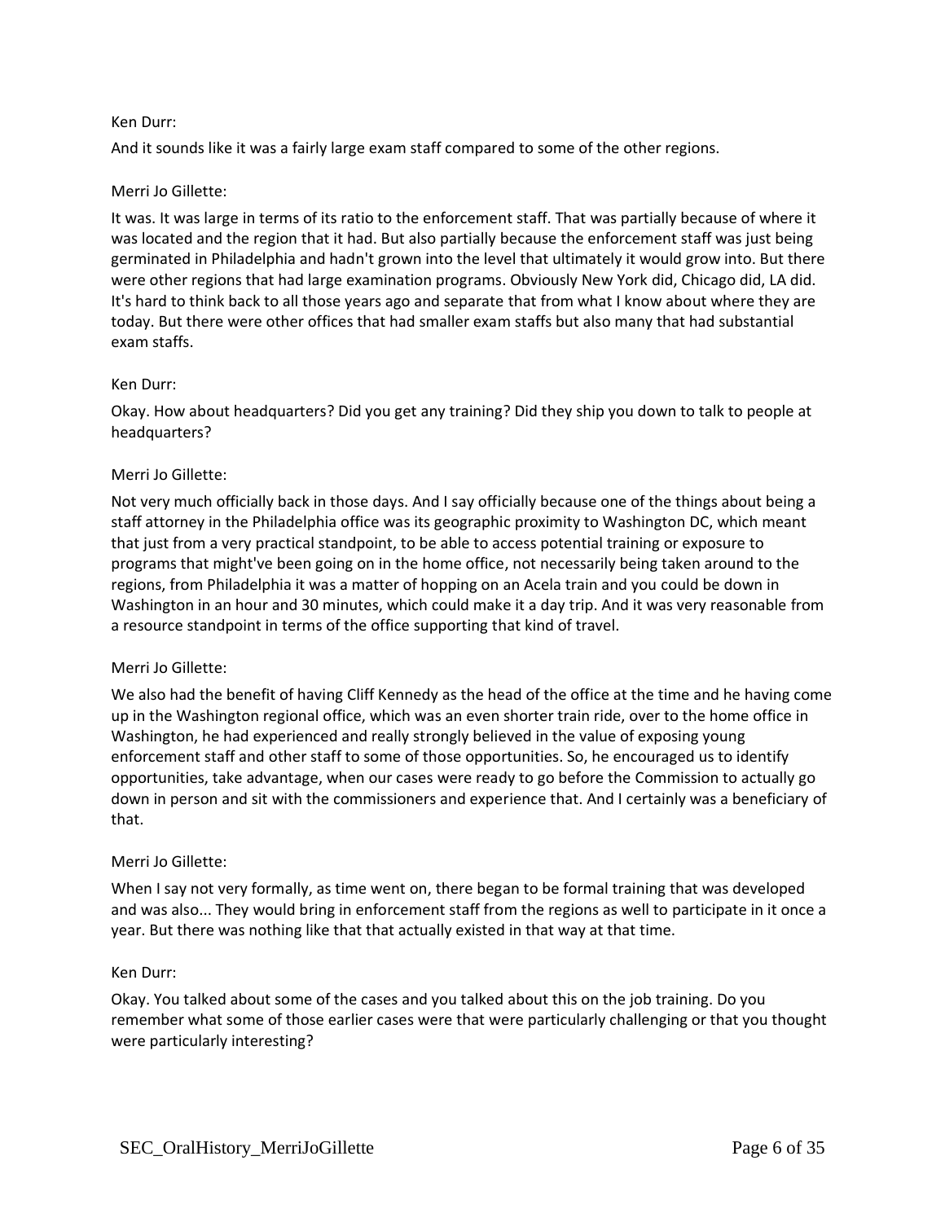Ken Durr:

And it sounds like it was a fairly large exam staff compared to some of the other regions.

Merri Jo Gillette:

It was. It was large in terms of its ratio to the enforcement staff. That was partially because of where it was located and the region that it had. But also partially because the enforcement staff was just being germinated in Philadelphia and hadn't grown into the level that ultimately it would grow into. But there were other regions that had large examination programs. Obviously New York did, Chicago did, LA did. It's hard to think back to all those years ago and separate that from what I know about where they are today. But there were other offices that had smaller exam staffs but also many that had substantial exam staffs.

Ken Durr:

Okay. How about headquarters? Did you get any training? Did they ship you down to talk to people at headquarters?

Merri Jo Gillette:

Not very much officially back in those days. And I say officially because one of the things about being a staff attorney in the Philadelphia office was its geographic proximity to Washington DC, which meant that just from a very practical standpoint, to be able to access potential training or exposure to programs that might've been going on in the home office, not necessarily being taken around to the regions, from Philadelphia it was a matter of hopping on an Acela train and you could be down in Washington in an hour and 30 minutes, which could make it a day trip. And it was very reasonable from a resource standpoint in terms of the office supporting that kind of travel.

Merri Jo Gillette:

We also had the benefit of having Cliff Kennedy as the head of the office at the time and he having come up in the Washington regional office, which was an even shorter train ride, over to the home office in Washington, he had experienced and really strongly believed in the value of exposing young enforcement staff and other staff to some of those opportunities. So, he encouraged us to identify opportunities, take advantage, when our cases were ready to go before the Commission to actually go down in person and sit with the commissioners and experience that. And I certainly was a beneficiary of that.

Merri Jo Gillette:

When I say not very formally, as time went on, there began to be formal training that was developed and was also... They would bring in enforcement staff from the regions as well to participate in it once a year. But there was nothing like that that actually existed in that way at that time.

Ken Durr:

Okay. You talked about some of the cases and you talked about this on the job training. Do you remember what some of those earlier cases were that were particularly challenging or that you thought were particularly interesting?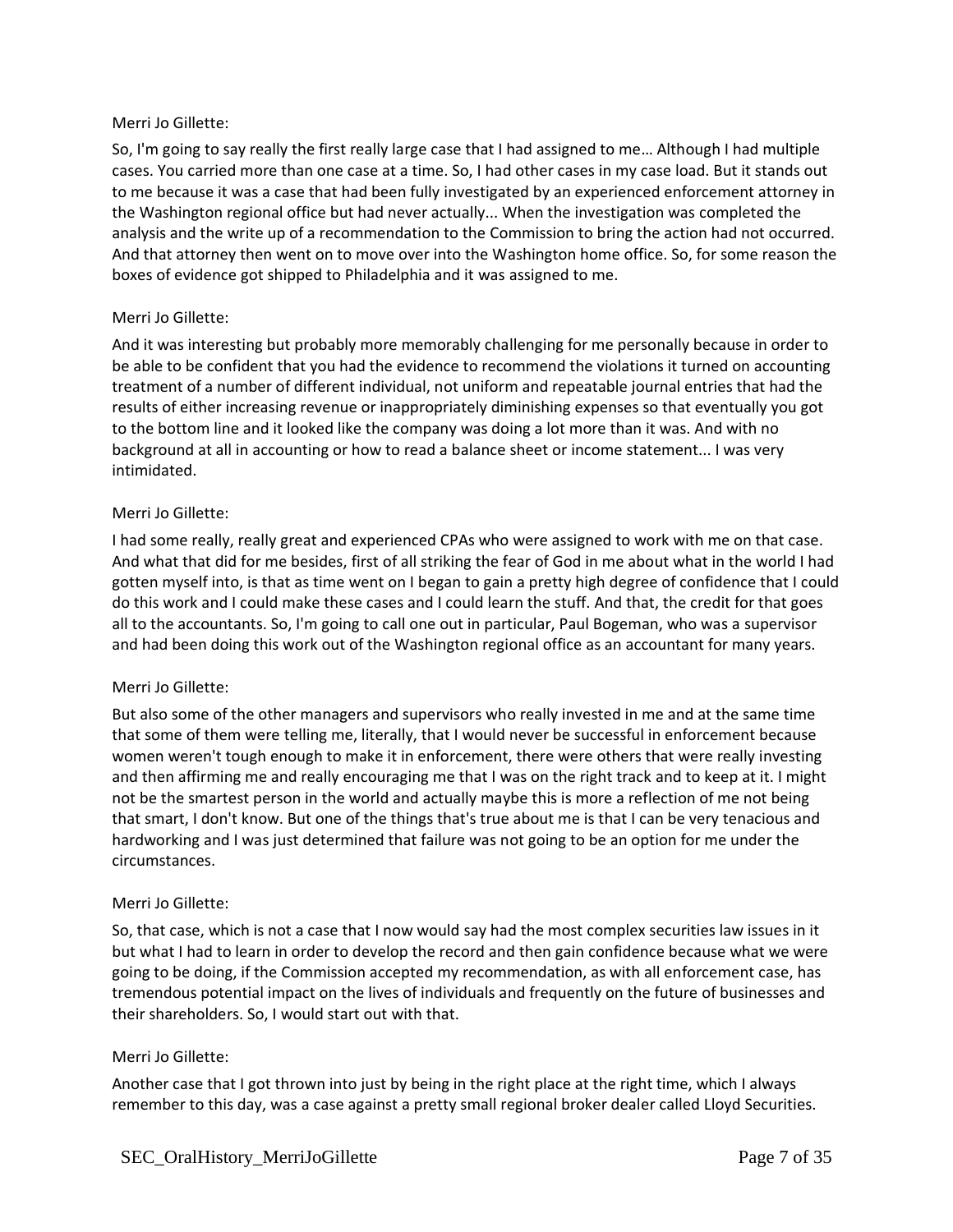Merri Jo Gillette:

So, I'm going to say really the first really large case that I had assigned to me… Although I had multiple cases. You carried more than one case at a time. So, I had other cases in my case load. But it stands out to me because it was a case that had been fully investigated by an experienced enforcement attorney in the Washington regional office but had never actually... When the investigation was completed the analysis and the write up of a recommendation to the Commission to bring the action had not occurred. And that attorney then went on to move over into the Washington home office. So, for some reason the boxes of evidence got shipped to Philadelphia and it was assigned to me.

Merri Jo Gillette:

And it was interesting but probably more memorably challenging for me personally because in order to be able to be confident that you had the evidence to recommend the violations it turned on accounting treatment of a number of different individual, not uniform and repeatable journal entries that had the results of either increasing revenue or inappropriately diminishing expenses so that eventually you got to the bottom line and it looked like the company was doing a lot more than it was. And with no background at all in accounting or how to read a balance sheet or income statement... I was very intimidated.

Merri Jo Gillette:

I had some really, really great and experienced CPAs who were assigned to work with me on that case. And what that did for me besides, first of all striking the fear of God in me about what in the world I had gotten myself into, is that as time went on I began to gain a pretty high degree of confidence that I could do this work and I could make these cases and I could learn the stuff. And that, the credit for that goes all to the accountants. So, I'm going to call one out in particular, Paul Bogeman, who was a supervisor and had been doing this work out of the Washington regional office as an accountant for many years.

Merri Jo Gillette:

But also some of the other managers and supervisors who really invested in me and at the same time that some of them were telling me, literally, that I would never be successful in enforcement because women weren't tough enough to make it in enforcement, there were others that were really investing and then affirming me and really encouraging me that I was on the right track and to keep at it. I might not be the smartest person in the world and actually maybe this is more a reflection of me not being that smart, I don't know. But one of the things that's true about me is that I can be very tenacious and hardworking and I was just determined that failure was not going to be an option for me under the circumstances.

Merri Jo Gillette:

So, that case, which is not a case that I now would say had the most complex securities law issues in it but what I had to learn in order to develop the record and then gain confidence because what we were going to be doing, if the Commission accepted my recommendation, as with all enforcement case, has tremendous potential impact on the lives of individuals and frequently on the future of businesses and their shareholders. So, I would start out with that.

Merri Jo Gillette:

Another case that I got thrown into just by being in the right place at the right time, which I always remember to this day, was a case against a pretty small regional broker dealer called Lloyd Securities.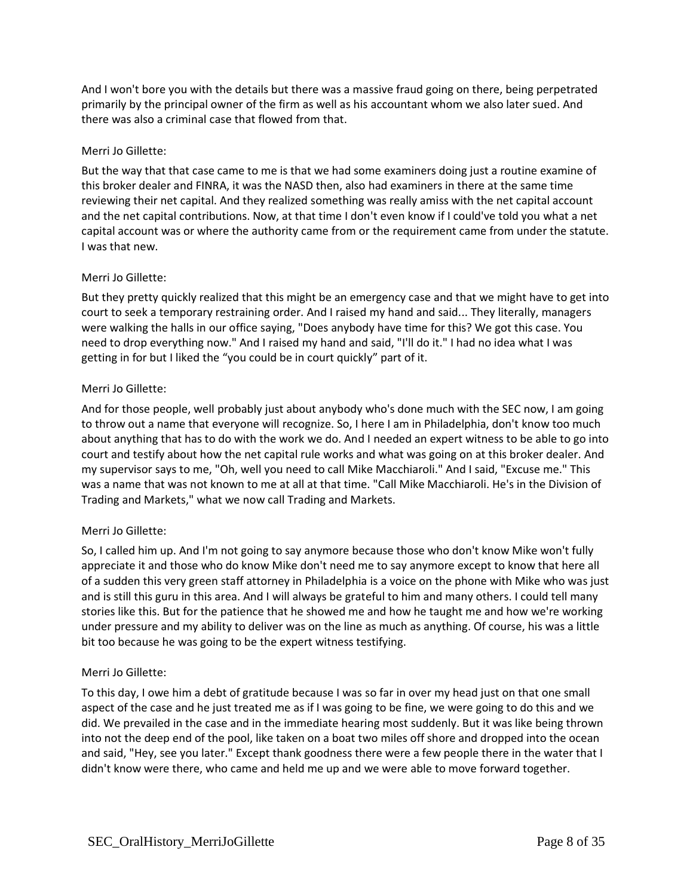And I won't bore you with the details but there was a massive fraud going on there, being perpetrated primarily by the principal owner of the firm as well as his accountant whom we also later sued. And there was also a criminal case that flowed from that.

Merri Jo Gillette:

But the way that that case came to me is that we had some examiners doing just a routine examine of this broker dealer and FINRA, it was the NASD then, also had examiners in there at the same time reviewing their net capital. And they realized something was really amiss with the net capital account and the net capital contributions. Now, at that time I don't even know if I could've told you what a net capital account was or where the authority came from or the requirement came from under the statute. I was that new.

Merri Jo Gillette:

But they pretty quickly realized that this might be an emergency case and that we might have to get into court to seek a temporary restraining order. And I raised my hand and said... They literally, managers were walking the halls in our office saying, "Does anybody have time for this? We got this case. You need to drop everything now." And I raised my hand and said, "I'll do it." I had no idea what I was getting in for but I liked the "you could be in court quickly" part of it.

Merri Jo Gillette:

And for those people, well probably just about anybody who's done much with the SEC now, I am going to throw out a name that everyone will recognize. So, I here I am in Philadelphia, don't know too much about anything that has to do with the work we do. And I needed an expert witness to be able to go into court and testify about how the net capital rule works and what was going on at this broker dealer. And my supervisor says to me, "Oh, well you need to call Mike Macchiaroli." And I said, "Excuse me." This was a name that was not known to me at all at that time. "Call Mike Macchiaroli. He's in the Division of Trading and Markets," what we now call Trading and Markets.

Merri Jo Gillette:

So, I called him up. And I'm not going to say anymore because those who don't know Mike won't fully appreciate it and those who do know Mike don't need me to say anymore except to know that here all of a sudden this very green staff attorney in Philadelphia is a voice on the phone with Mike who was just and is still this guru in this area. And I will always be grateful to him and many others. I could tell many stories like this. But for the patience that he showed me and how he taught me and how we're working under pressure and my ability to deliver was on the line as much as anything. Of course, his was a little bit too because he was going to be the expert witness testifying.

Merri Jo Gillette:

To this day, I owe him a debt of gratitude because I was so far in over my head just on that one small aspect of the case and he just treated me as if I was going to be fine, we were going to do this and we did. We prevailed in the case and in the immediate hearing most suddenly. But it was like being thrown into not the deep end of the pool, like taken on a boat two miles off shore and dropped into the ocean and said, "Hey, see you later." Except thank goodness there were a few people there in the water that I didn't know were there, who came and held me up and we were able to move forward together.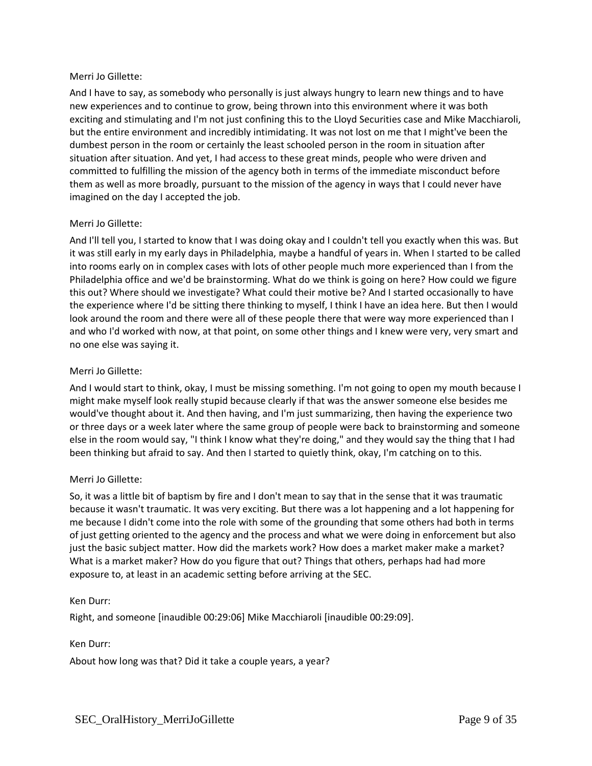Merri Jo Gillette:

And I have to say, as somebody who personally is just always hungry to learn new things and to have new experiences and to continue to grow, being thrown into this environment where it was both exciting and stimulating and I'm not just confining this to the Lloyd Securities case and Mike Macchiaroli, but the entire environment and incredibly intimidating. It was not lost on me that I might've been the dumbest person in the room or certainly the least schooled person in the room in situation after situation after situation. And yet, I had access to these great minds, people who were driven and committed to fulfilling the mission of the agency both in terms of the immediate misconduct before them as well as more broadly, pursuant to the mission of the agency in ways that I could never have imagined on the day I accepted the job.

Merri Jo Gillette:

And I'll tell you, I started to know that I was doing okay and I couldn't tell you exactly when this was. But it was still early in my early days in Philadelphia, maybe a handful of years in. When I started to be called into rooms early on in complex cases with lots of other people much more experienced than I from the Philadelphia office and we'd be brainstorming. What do we think is going on here? How could we figure this out? Where should we investigate? What could their motive be? And I started occasionally to have the experience where I'd be sitting there thinking to myself, I think I have an idea here. But then I would look around the room and there were all of these people there that were way more experienced than I and who I'd worked with now, at that point, on some other things and I knew were very, very smart and no one else was saying it.

Merri Jo Gillette:

And I would start to think, okay, I must be missing something. I'm not going to open my mouth because I might make myself look really stupid because clearly if that was the answer someone else besides me would've thought about it. And then having, and I'm just summarizing, then having the experience two or three days or a week later where the same group of people were back to brainstorming and someone else in the room would say, "I think I know what they're doing," and they would say the thing that I had been thinking but afraid to say. And then I started to quietly think, okay, I'm catching on to this.

Merri Jo Gillette:

So, it was a little bit of baptism by fire and I don't mean to say that in the sense that it was traumatic because it wasn't traumatic. It was very exciting. But there was a lot happening and a lot happening for me because I didn't come into the role with some of the grounding that some others had both in terms of just getting oriented to the agency and the process and what we were doing in enforcement but also just the basic subject matter. How did the markets work? How does a market maker make a market? What is a market maker? How do you figure that out? Things that others, perhaps had had more exposure to, at least in an academic setting before arriving at the SEC.

Ken Durr:

Right, and someone [inaudible 00:29:06] Mike Macchiaroli [inaudible 00:29:09].

Ken Durr:

About how long was that? Did it take a couple years, a year?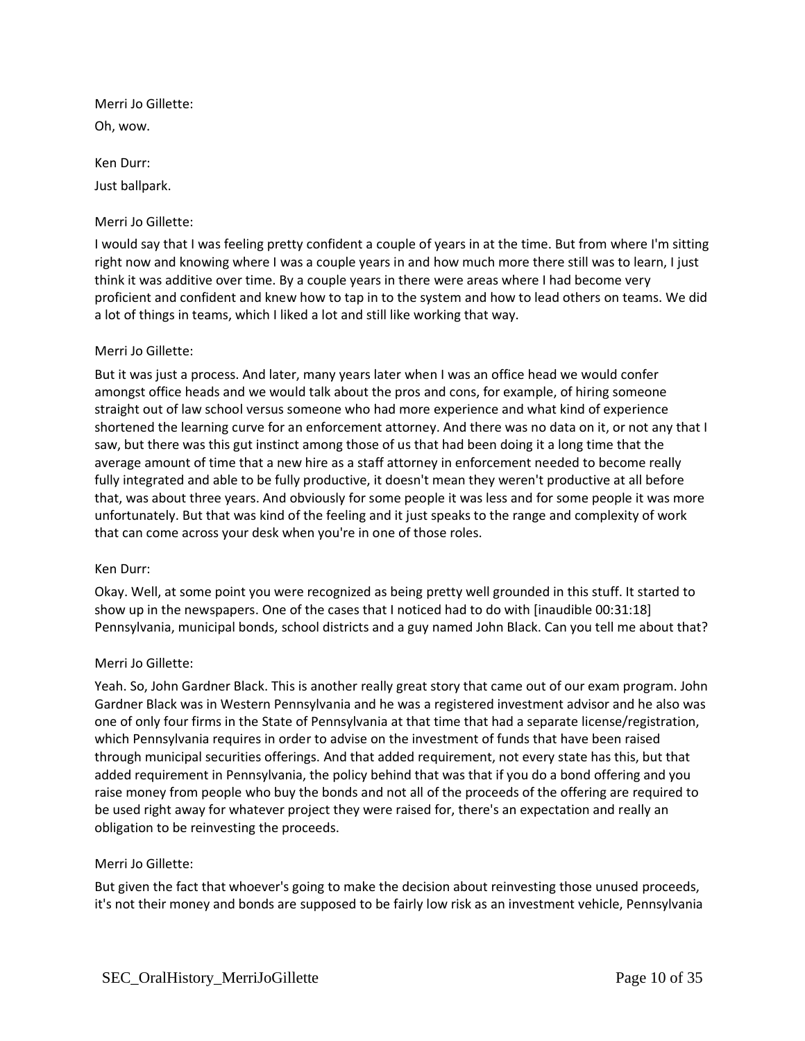Merri Jo Gillette:

Oh, wow.

Ken Durr:

Just ballpark.

Merri Jo Gillette:

I would say that I was feeling pretty confident a couple of years in at the time. But from where I'm sitting right now and knowing where I was a couple years in and how much more there still was to learn, I just think it was additive over time. By a couple years in there were areas where I had become very proficient and confident and knew how to tap in to the system and how to lead others on teams. We did a lot of things in teams, which I liked a lot and still like working that way.

Merri Jo Gillette:

But it was just a process. And later, many years later when I was an office head we would confer amongst office heads and we would talk about the pros and cons, for example, of hiring someone straight out of law school versus someone who had more experience and what kind of experience shortened the learning curve for an enforcement attorney. And there was no data on it, or not any that I saw, but there was this gut instinct among those of us that had been doing it a long time that the average amount of time that a new hire as a staff attorney in enforcement needed to become really fully integrated and able to be fully productive, it doesn't mean they weren't productive at all before that, was about three years. And obviously for some people it was less and for some people it was more unfortunately. But that was kind of the feeling and it just speaks to the range and complexity of work that can come across your desk when you're in one of those roles.

Ken Durr:

Okay. Well, at some point you were recognized as being pretty well grounded in this stuff. It started to show up in the newspapers. One of the cases that I noticed had to do with [inaudible 00:31:18] Pennsylvania, municipal bonds, school districts and a guy named John Black. Can you tell me about that?

Merri Jo Gillette:

Yeah. So, John Gardner Black. This is another really great story that came out of our exam program. John Gardner Black was in Western Pennsylvania and he was a registered investment advisor and he also was one of only four firms in the State of Pennsylvania at that time that had a separate license/registration, which Pennsylvania requires in order to advise on the investment of funds that have been raised through municipal securities offerings. And that added requirement, not every state has this, but that added requirement in Pennsylvania, the policy behind that was that if you do a bond offering and you raise money from people who buy the bonds and not all of the proceeds of the offering are required to be used right away for whatever project they were raised for, there's an expectation and really an obligation to be reinvesting the proceeds.

Merri Jo Gillette:

But given the fact that whoever's going to make the decision about reinvesting those unused proceeds, it's not their money and bonds are supposed to be fairly low risk as an investment vehicle, Pennsylvania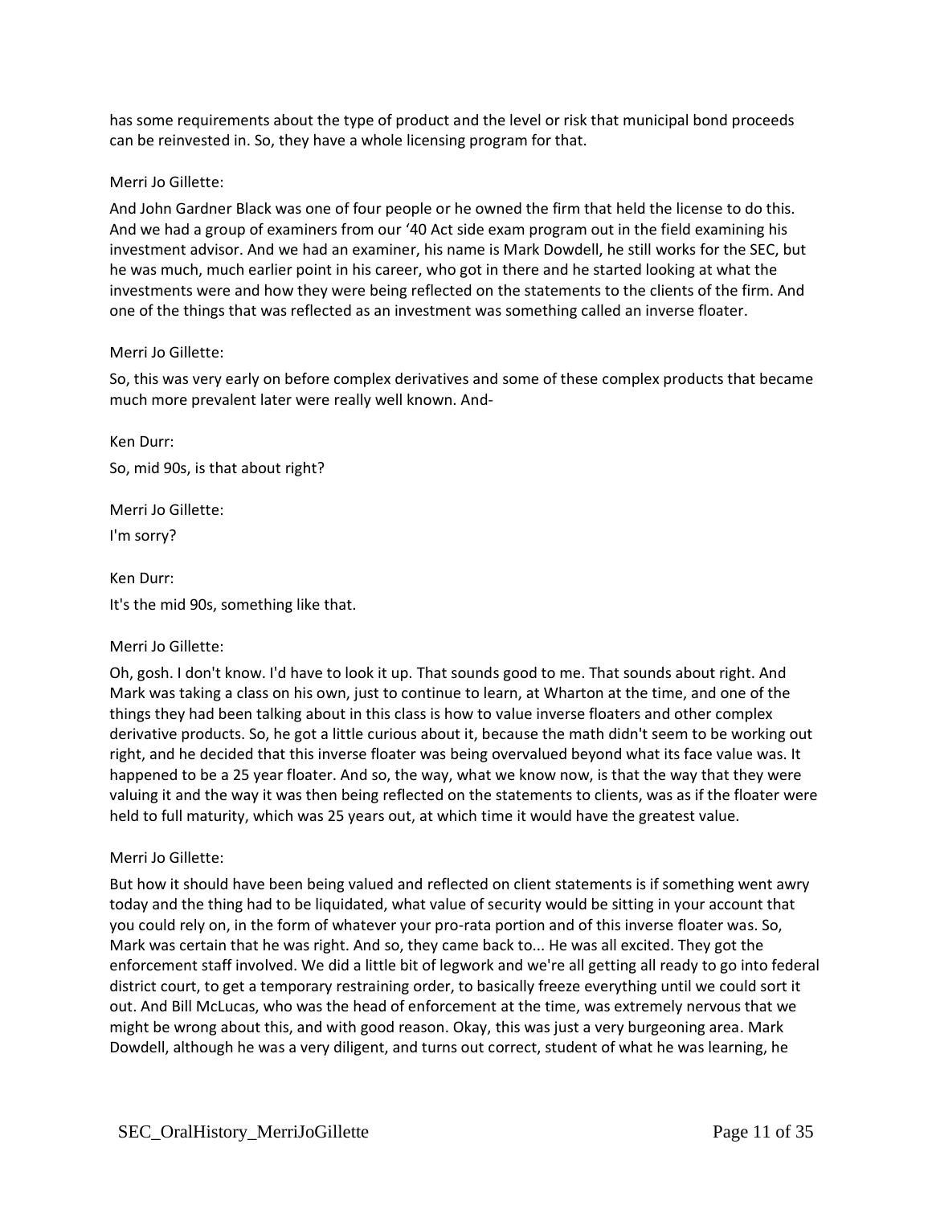has some requirements about the type of product and the level or risk that municipal bond proceeds can be reinvested in. So, they have a whole licensing program for that.

Merri Jo Gillette:

And John Gardner Black was one of four people or he owned the firm that held the license to do this. And we had a group of examiners from our '40 Act side exam program out in the field examining his investment advisor. And we had an examiner, his name is Mark Dowdell, he still works for the SEC, but he was much, much earlier point in his career, who got in there and he started looking at what the investments were and how they were being reflected on the statements to the clients of the firm. And one of the things that was reflected as an investment was something called an inverse floater.

Merri Jo Gillette:

So, this was very early on before complex derivatives and some of these complex products that became much more prevalent later were really well known. And-

Ken Durr:

So, mid 90s, is that about right?

Merri Jo Gillette:

I'm sorry?

Ken Durr:

It's the mid 90s, something like that.

Merri Jo Gillette:

Oh, gosh. I don't know. I'd have to look it up. That sounds good to me. That sounds about right. And Mark was taking a class on his own, just to continue to learn, at Wharton at the time, and one of the things they had been talking about in this class is how to value inverse floaters and other complex derivative products. So, he got a little curious about it, because the math didn't seem to be working out right, and he decided that this inverse floater was being overvalued beyond what its face value was. It happened to be a 25 year floater. And so, the way, what we know now, is that the way that they were valuing it and the way it was then being reflected on the statements to clients, was as if the floater were held to full maturity, which was 25 years out, at which time it would have the greatest value.

Merri Jo Gillette:

But how it should have been being valued and reflected on client statements is if something went awry today and the thing had to be liquidated, what value of security would be sitting in your account that you could rely on, in the form of whatever your pro-rata portion and of this inverse floater was. So, Mark was certain that he was right. And so, they came back to... He was all excited. They got the enforcement staff involved. We did a little bit of legwork and we're all getting all ready to go into federal district court, to get a temporary restraining order, to basically freeze everything until we could sort it out. And Bill McLucas, who was the head of enforcement at the time, was extremely nervous that we might be wrong about this, and with good reason. Okay, this was just a very burgeoning area. Mark Dowdell, although he was a very diligent, and turns out correct, student of what he was learning, he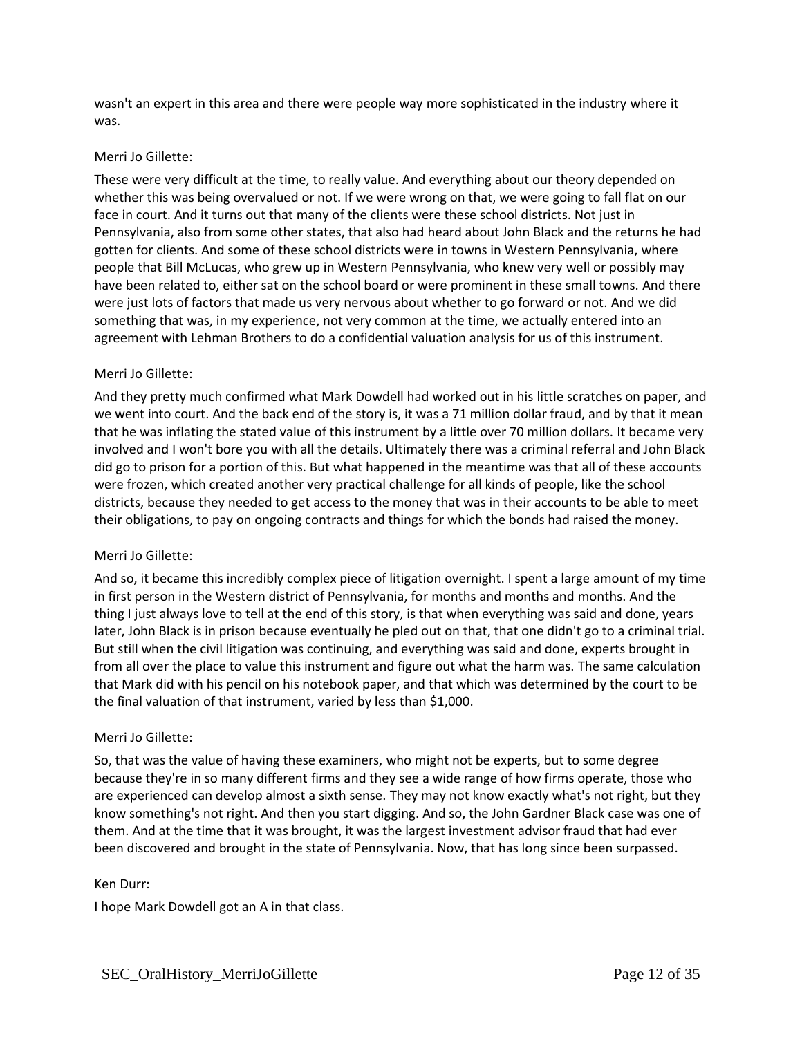wasn't an expert in this area and there were people way more sophisticated in the industry where it was.

Merri Jo Gillette:

These were very difficult at the time, to really value. And everything about our theory depended on whether this was being overvalued or not. If we were wrong on that, we were going to fall flat on our face in court. And it turns out that many of the clients were these school districts. Not just in Pennsylvania, also from some other states, that also had heard about John Black and the returns he had gotten for clients. And some of these school districts were in towns in Western Pennsylvania, where people that Bill McLucas, who grew up in Western Pennsylvania, who knew very well or possibly may have been related to, either sat on the school board or were prominent in these small towns. And there were just lots of factors that made us very nervous about whether to go forward or not. And we did something that was, in my experience, not very common at the time, we actually entered into an agreement with Lehman Brothers to do a confidential valuation analysis for us of this instrument.

Merri Jo Gillette:

And they pretty much confirmed what Mark Dowdell had worked out in his little scratches on paper, and we went into court. And the back end of the story is, it was a 71 million dollar fraud, and by that it mean that he was inflating the stated value of this instrument by a little over 70 million dollars. It became very involved and I won't bore you with all the details. Ultimately there was a criminal referral and John Black did go to prison for a portion of this. But what happened in the meantime was that all of these accounts were frozen, which created another very practical challenge for all kinds of people, like the school districts, because they needed to get access to the money that was in their accounts to be able to meet their obligations, to pay on ongoing contracts and things for which the bonds had raised the money.

Merri Jo Gillette:

And so, it became this incredibly complex piece of litigation overnight. I spent a large amount of my time in first person in the Western district of Pennsylvania, for months and months and months. And the thing I just always love to tell at the end of this story, is that when everything was said and done, years later, John Black is in prison because eventually he pled out on that, that one didn't go to a criminal trial. But still when the civil litigation was continuing, and everything was said and done, experts brought in from all over the place to value this instrument and figure out what the harm was. The same calculation that Mark did with his pencil on his notebook paper, and that which was determined by the court to be the final valuation of that instrument, varied by less than $1,000.

Merri Jo Gillette:

So, that was the value of having these examiners, who might not be experts, but to some degree because they're in so many different firms and they see a wide range of how firms operate, those who are experienced can develop almost a sixth sense. They may not know exactly what's not right, but they know something's not right. And then you start digging. And so, the John Gardner Black case was one of them. And at the time that it was brought, it was the largest investment advisor fraud that had ever been discovered and brought in the state of Pennsylvania. Now, that has long since been surpassed.

Ken Durr:

I hope Mark Dowdell got an A in that class.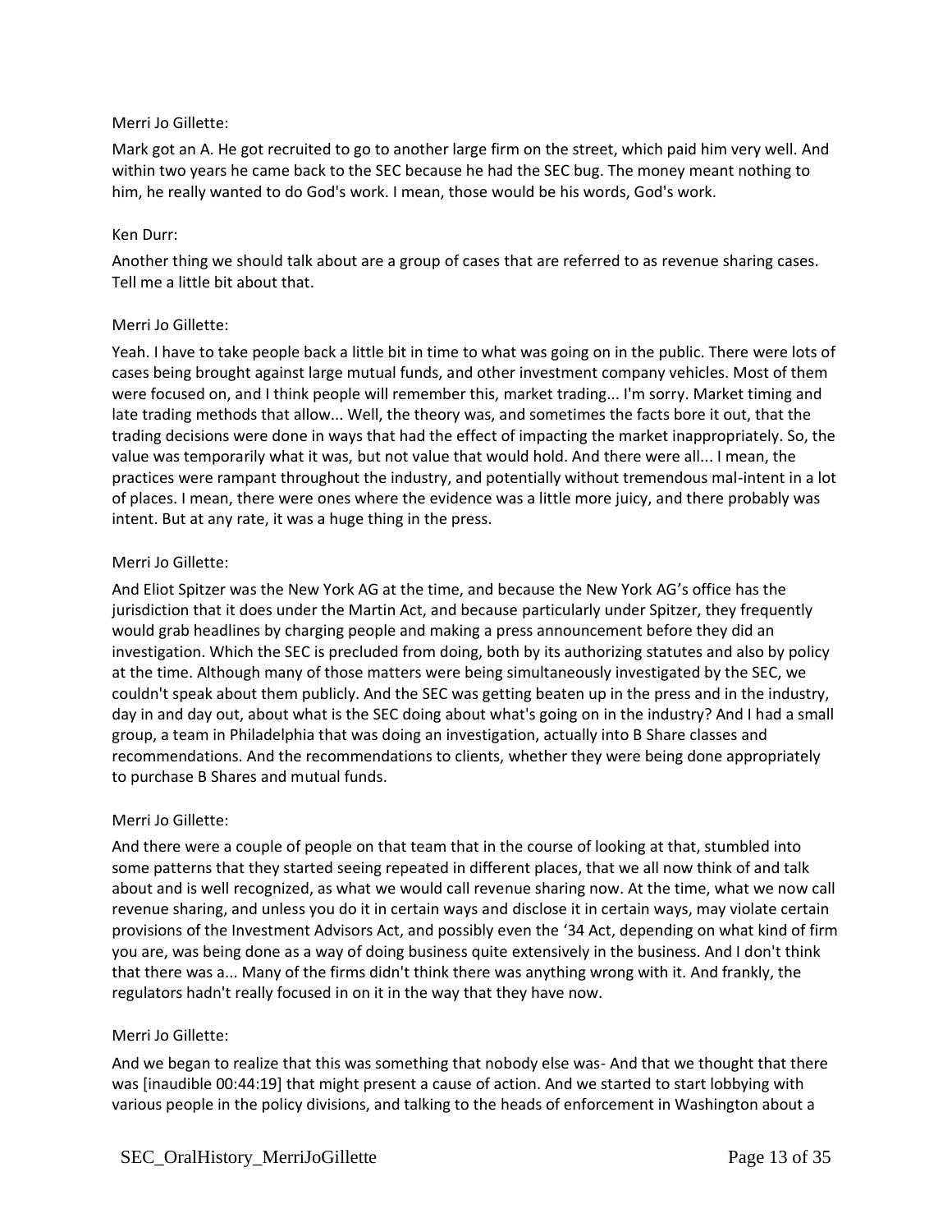Merri Jo Gillette:

Mark got an A. He got recruited to go to another large firm on the street, which paid him very well. And within two years he came back to the SEC because he had the SEC bug. The money meant nothing to him, he really wanted to do God's work. I mean, those would be his words, God's work.

Ken Durr:

Another thing we should talk about are a group of cases that are referred to as revenue sharing cases. Tell me a little bit about that.

Merri Jo Gillette:

Yeah. I have to take people back a little bit in time to what was going on in the public. There were lots of cases being brought against large mutual funds, and other investment company vehicles. Most of them were focused on, and I think people will remember this, market trading... I'm sorry. Market timing and late trading methods that allow... Well, the theory was, and sometimes the facts bore it out, that the trading decisions were done in ways that had the effect of impacting the market inappropriately. So, the value was temporarily what it was, but not value that would hold. And there were all... I mean, the practices were rampant throughout the industry, and potentially without tremendous mal-intent in a lot of places. I mean, there were ones where the evidence was a little more juicy, and there probably was intent. But at any rate, it was a huge thing in the press.

Merri Jo Gillette:

And Eliot Spitzer was the New York AG at the time, and because the New York AG's office has the jurisdiction that it does under the Martin Act, and because particularly under Spitzer, they frequently would grab headlines by charging people and making a press announcement before they did an investigation. Which the SEC is precluded from doing, both by its authorizing statutes and also by policy at the time. Although many of those matters were being simultaneously investigated by the SEC, we couldn't speak about them publicly. And the SEC was getting beaten up in the press and in the industry, day in and day out, about what is the SEC doing about what's going on in the industry? And I had a small group, a team in Philadelphia that was doing an investigation, actually into B Share classes and recommendations. And the recommendations to clients, whether they were being done appropriately to purchase B Shares and mutual funds.

Merri Jo Gillette:

And there were a couple of people on that team that in the course of looking at that, stumbled into some patterns that they started seeing repeated in different places, that we all now think of and talk about and is well recognized, as what we would call revenue sharing now. At the time, what we now call revenue sharing, and unless you do it in certain ways and disclose it in certain ways, may violate certain provisions of the Investment Advisors Act, and possibly even the '34 Act, depending on what kind of firm you are, was being done as a way of doing business quite extensively in the business. And I don't think that there was a... Many of the firms didn't think there was anything wrong with it. And frankly, the regulators hadn't really focused in on it in the way that they have now.

Merri Jo Gillette:

And we began to realize that this was something that nobody else was- And that we thought that there was [inaudible 00:44:19] that might present a cause of action. And we started to start lobbying with various people in the policy divisions, and talking to the heads of enforcement in Washington about a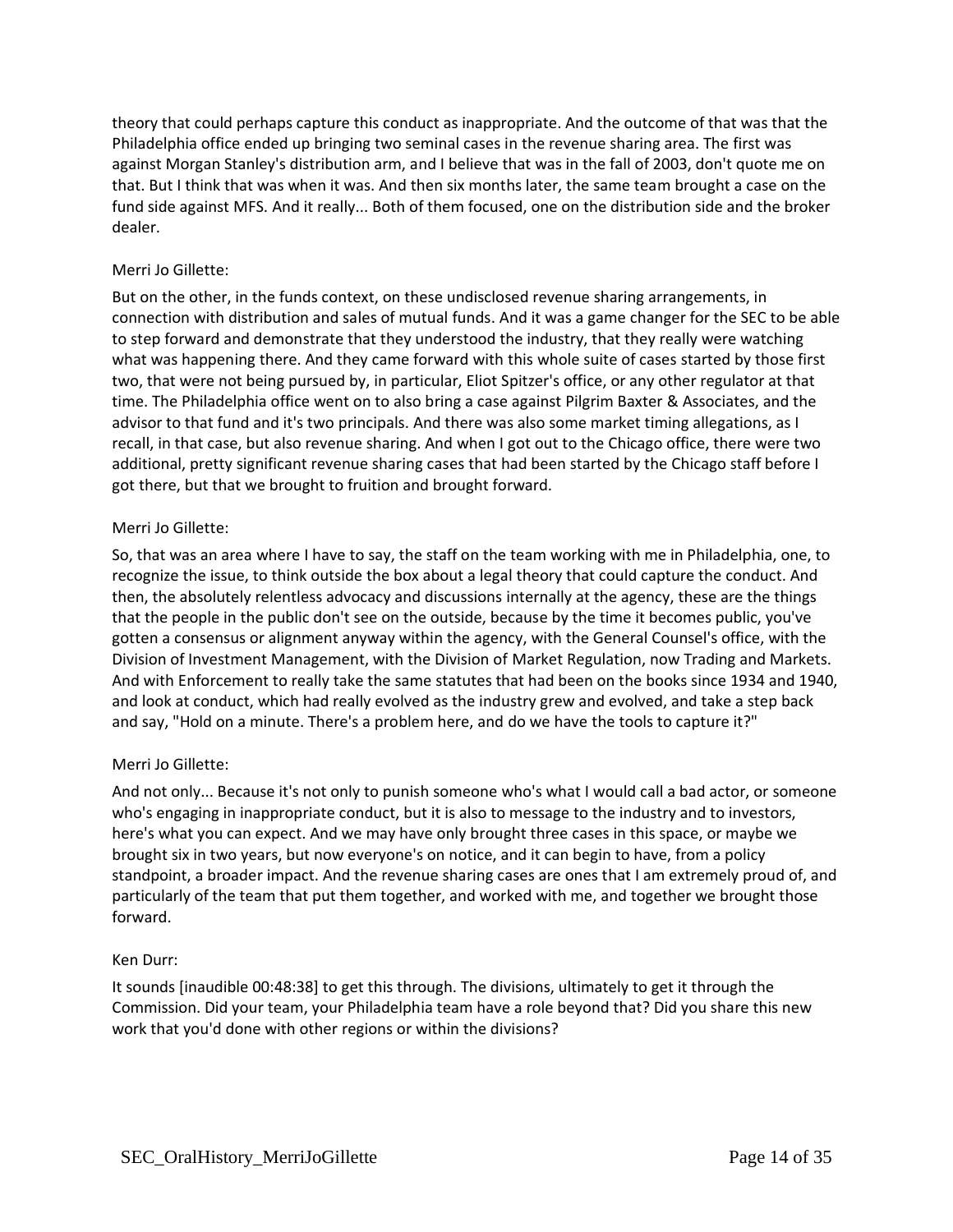theory that could perhaps capture this conduct as inappropriate. And the outcome of that was that the Philadelphia office ended up bringing two seminal cases in the revenue sharing area. The first was against Morgan Stanley's distribution arm, and I believe that was in the fall of 2003, don't quote me on that. But I think that was when it was. And then six months later, the same team brought a case on the fund side against MFS. And it really... Both of them focused, one on the distribution side and the broker dealer.

Merri Jo Gillette:

But on the other, in the funds context, on these undisclosed revenue sharing arrangements, in connection with distribution and sales of mutual funds. And it was a game changer for the SEC to be able to step forward and demonstrate that they understood the industry, that they really were watching what was happening there. And they came forward with this whole suite of cases started by those first two, that were not being pursued by, in particular, Eliot Spitzer's office, or any other regulator at that time. The Philadelphia office went on to also bring a case against Pilgrim Baxter & Associates, and the advisor to that fund and it's two principals. And there was also some market timing allegations, as I recall, in that case, but also revenue sharing. And when I got out to the Chicago office, there were two additional, pretty significant revenue sharing cases that had been started by the Chicago staff before I got there, but that we brought to fruition and brought forward.

Merri Jo Gillette:

So, that was an area where I have to say, the staff on the team working with me in Philadelphia, one, to recognize the issue, to think outside the box about a legal theory that could capture the conduct. And then, the absolutely relentless advocacy and discussions internally at the agency, these are the things that the people in the public don't see on the outside, because by the time it becomes public, you've gotten a consensus or alignment anyway within the agency, with the General Counsel's office, with the Division of Investment Management, with the Division of Market Regulation, now Trading and Markets. And with Enforcement to really take the same statutes that had been on the books since 1934 and 1940, and look at conduct, which had really evolved as the industry grew and evolved, and take a step back and say, "Hold on a minute. There's a problem here, and do we have the tools to capture it?"

Merri Jo Gillette:

And not only... Because it's not only to punish someone who's what I would call a bad actor, or someone who's engaging in inappropriate conduct, but it is also to message to the industry and to investors, here's what you can expect. And we may have only brought three cases in this space, or maybe we brought six in two years, but now everyone's on notice, and it can begin to have, from a policy standpoint, a broader impact. And the revenue sharing cases are ones that I am extremely proud of, and particularly of the team that put them together, and worked with me, and together we brought those forward.

Ken Durr:

It sounds [inaudible 00:48:38] to get this through. The divisions, ultimately to get it through the Commission. Did your team, your Philadelphia team have a role beyond that? Did you share this new work that you'd done with other regions or within the divisions?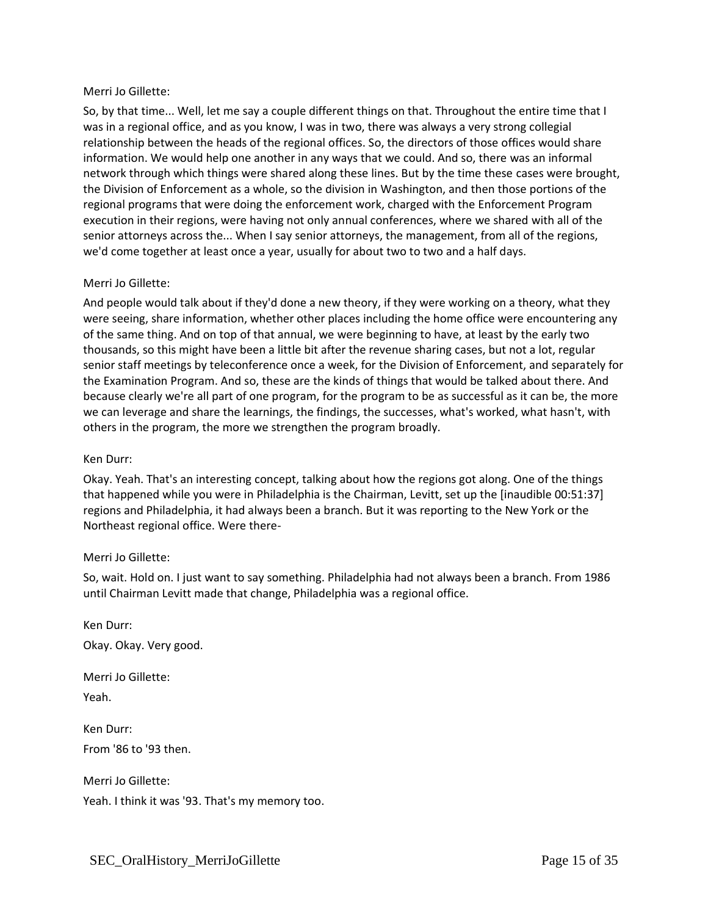Merri Jo Gillette:

So, by that time... Well, let me say a couple different things on that. Throughout the entire time that I was in a regional office, and as you know, I was in two, there was always a very strong collegial relationship between the heads of the regional offices. So, the directors of those offices would share information. We would help one another in any ways that we could. And so, there was an informal network through which things were shared along these lines. But by the time these cases were brought, the Division of Enforcement as a whole, so the division in Washington, and then those portions of the regional programs that were doing the enforcement work, charged with the Enforcement Program execution in their regions, were having not only annual conferences, where we shared with all of the senior attorneys across the... When I say senior attorneys, the management, from all of the regions, we'd come together at least once a year, usually for about two to two and a half days.

Merri Jo Gillette:

And people would talk about if they'd done a new theory, if they were working on a theory, what they were seeing, share information, whether other places including the home office were encountering any of the same thing. And on top of that annual, we were beginning to have, at least by the early two thousands, so this might have been a little bit after the revenue sharing cases, but not a lot, regular senior staff meetings by teleconference once a week, for the Division of Enforcement, and separately for the Examination Program. And so, these are the kinds of things that would be talked about there. And because clearly we're all part of one program, for the program to be as successful as it can be, the more we can leverage and share the learnings, the findings, the successes, what's worked, what hasn't, with others in the program, the more we strengthen the program broadly.

Ken Durr:

Okay. Yeah. That's an interesting concept, talking about how the regions got along. One of the things that happened while you were in Philadelphia is the Chairman, Levitt, set up the [inaudible 00:51:37] regions and Philadelphia, it had always been a branch. But it was reporting to the New York or the Northeast regional office. Were there-

Merri Jo Gillette:

So, wait. Hold on. I just want to say something. Philadelphia had not always been a branch. From 1986 until Chairman Levitt made that change, Philadelphia was a regional office.

Ken Durr:

Okay. Okay. Very good.

Merri Jo Gillette:

Yeah.

Ken Durr:

From '86 to '93 then.

Merri Jo Gillette:

Yeah. I think it was '93. That's my memory too.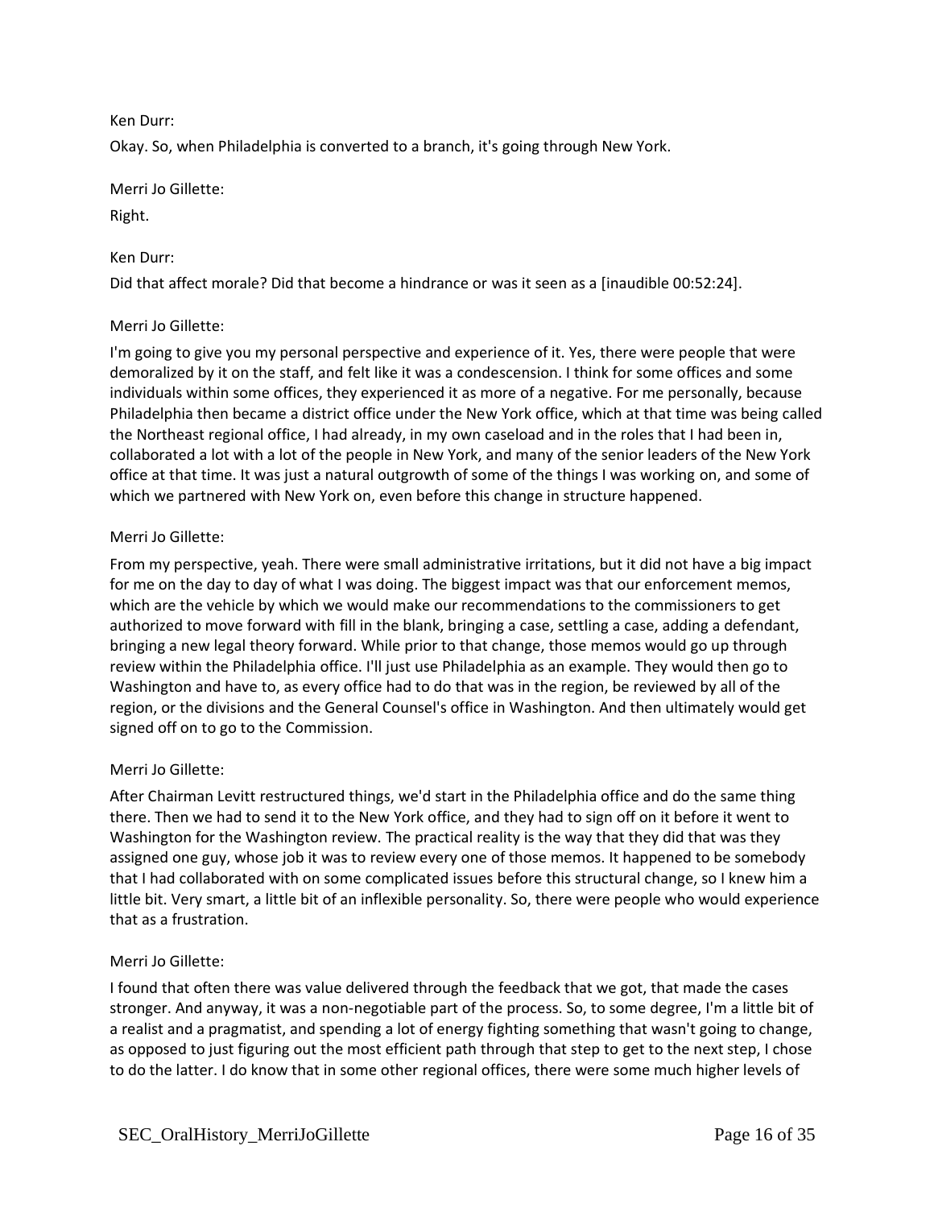Ken Durr:

Okay. So, when Philadelphia is converted to a branch, it's going through New York.

Merri Jo Gillette:

Right.

Ken Durr:

Did that affect morale? Did that become a hindrance or was it seen as a [inaudible 00:52:24].

Merri Jo Gillette:

I'm going to give you my personal perspective and experience of it. Yes, there were people that were demoralized by it on the staff, and felt like it was a condescension. I think for some offices and some individuals within some offices, they experienced it as more of a negative. For me personally, because Philadelphia then became a district office under the New York office, which at that time was being called the Northeast regional office, I had already, in my own caseload and in the roles that I had been in, collaborated a lot with a lot of the people in New York, and many of the senior leaders of the New York office at that time. It was just a natural outgrowth of some of the things I was working on, and some of which we partnered with New York on, even before this change in structure happened.

Merri Jo Gillette:

From my perspective, yeah. There were small administrative irritations, but it did not have a big impact for me on the day to day of what I was doing. The biggest impact was that our enforcement memos, which are the vehicle by which we would make our recommendations to the commissioners to get authorized to move forward with fill in the blank, bringing a case, settling a case, adding a defendant, bringing a new legal theory forward. While prior to that change, those memos would go up through review within the Philadelphia office. I'll just use Philadelphia as an example. They would then go to Washington and have to, as every office had to do that was in the region, be reviewed by all of the region, or the divisions and the General Counsel's office in Washington. And then ultimately would get signed off on to go to the Commission.

Merri Jo Gillette:

After Chairman Levitt restructured things, we'd start in the Philadelphia office and do the same thing there. Then we had to send it to the New York office, and they had to sign off on it before it went to Washington for the Washington review. The practical reality is the way that they did that was they assigned one guy, whose job it was to review every one of those memos. It happened to be somebody that I had collaborated with on some complicated issues before this structural change, so I knew him a little bit. Very smart, a little bit of an inflexible personality. So, there were people who would experience that as a frustration.

Merri Jo Gillette:

I found that often there was value delivered through the feedback that we got, that made the cases stronger. And anyway, it was a non-negotiable part of the process. So, to some degree, I'm a little bit of a realist and a pragmatist, and spending a lot of energy fighting something that wasn't going to change, as opposed to just figuring out the most efficient path through that step to get to the next step, I chose to do the latter. I do know that in some other regional offices, there were some much higher levels of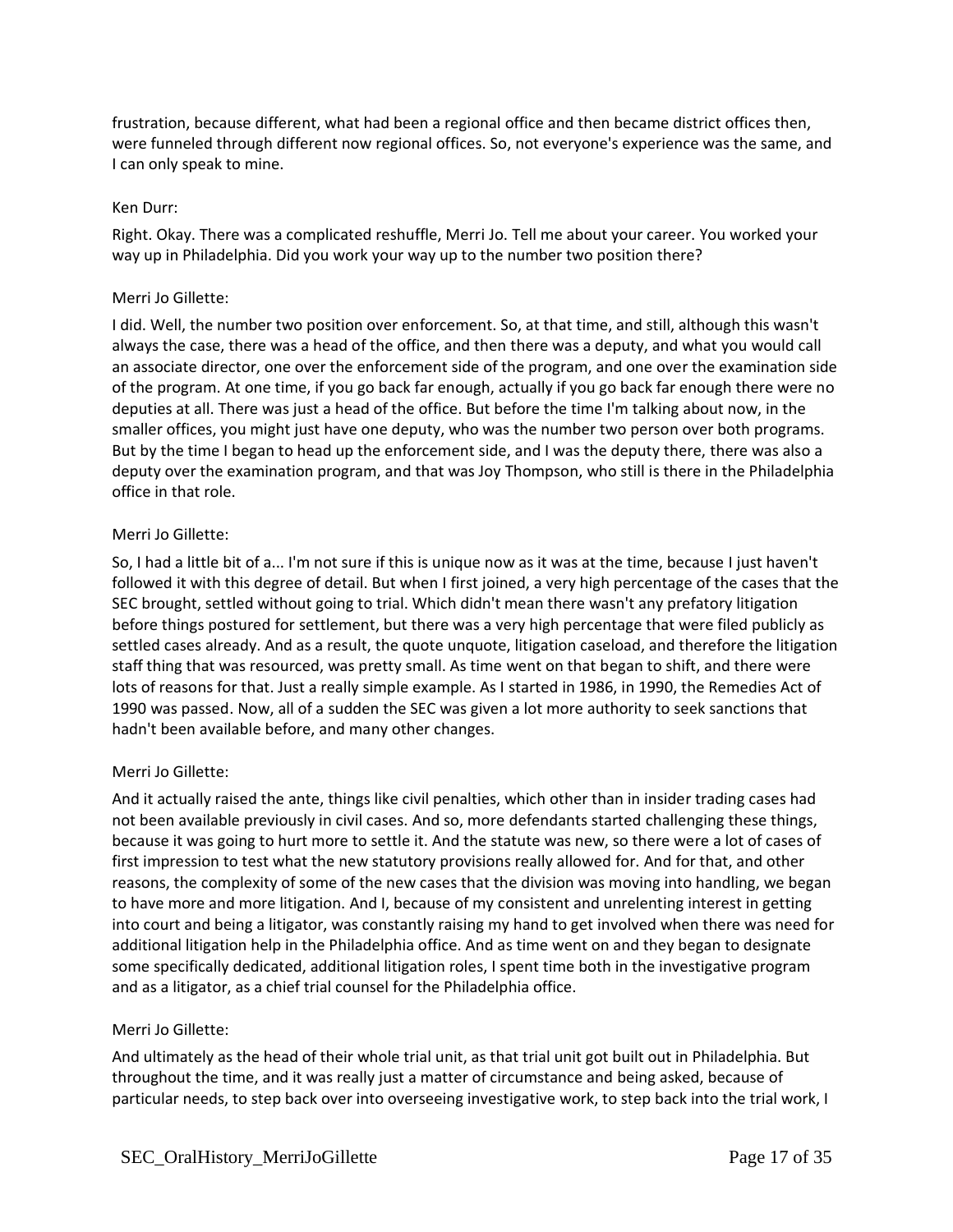frustration, because different, what had been a regional office and then became district offices then, were funneled through different now regional offices. So, not everyone's experience was the same, and I can only speak to mine.

Ken Durr:

Right. Okay. There was a complicated reshuffle, Merri Jo. Tell me about your career. You worked your way up in Philadelphia. Did you work your way up to the number two position there?

Merri Jo Gillette:

I did. Well, the number two position over enforcement. So, at that time, and still, although this wasn't always the case, there was a head of the office, and then there was a deputy, and what you would call an associate director, one over the enforcement side of the program, and one over the examination side of the program. At one time, if you go back far enough, actually if you go back far enough there were no deputies at all. There was just a head of the office. But before the time I'm talking about now, in the smaller offices, you might just have one deputy, who was the number two person over both programs. But by the time I began to head up the enforcement side, and I was the deputy there, there was also a deputy over the examination program, and that was Joy Thompson, who still is there in the Philadelphia office in that role.

Merri Jo Gillette:

So, I had a little bit of a... I'm not sure if this is unique now as it was at the time, because I just haven't followed it with this degree of detail. But when I first joined, a very high percentage of the cases that the SEC brought, settled without going to trial. Which didn't mean there wasn't any prefatory litigation before things postured for settlement, but there was a very high percentage that were filed publicly as settled cases already. And as a result, the quote unquote, litigation caseload, and therefore the litigation staff thing that was resourced, was pretty small. As time went on that began to shift, and there were lots of reasons for that. Just a really simple example. As I started in 1986, in 1990, the Remedies Act of 1990 was passed. Now, all of a sudden the SEC was given a lot more authority to seek sanctions that hadn't been available before, and many other changes.

Merri Jo Gillette:

And it actually raised the ante, things like civil penalties, which other than in insider trading cases had not been available previously in civil cases. And so, more defendants started challenging these things, because it was going to hurt more to settle it. And the statute was new, so there were a lot of cases of first impression to test what the new statutory provisions really allowed for. And for that, and other reasons, the complexity of some of the new cases that the division was moving into handling, we began to have more and more litigation. And I, because of my consistent and unrelenting interest in getting into court and being a litigator, was constantly raising my hand to get involved when there was need for additional litigation help in the Philadelphia office. And as time went on and they began to designate some specifically dedicated, additional litigation roles, I spent time both in the investigative program and as a litigator, as a chief trial counsel for the Philadelphia office.

Merri Jo Gillette:

And ultimately as the head of their whole trial unit, as that trial unit got built out in Philadelphia. But throughout the time, and it was really just a matter of circumstance and being asked, because of particular needs, to step back over into overseeing investigative work, to step back into the trial work, I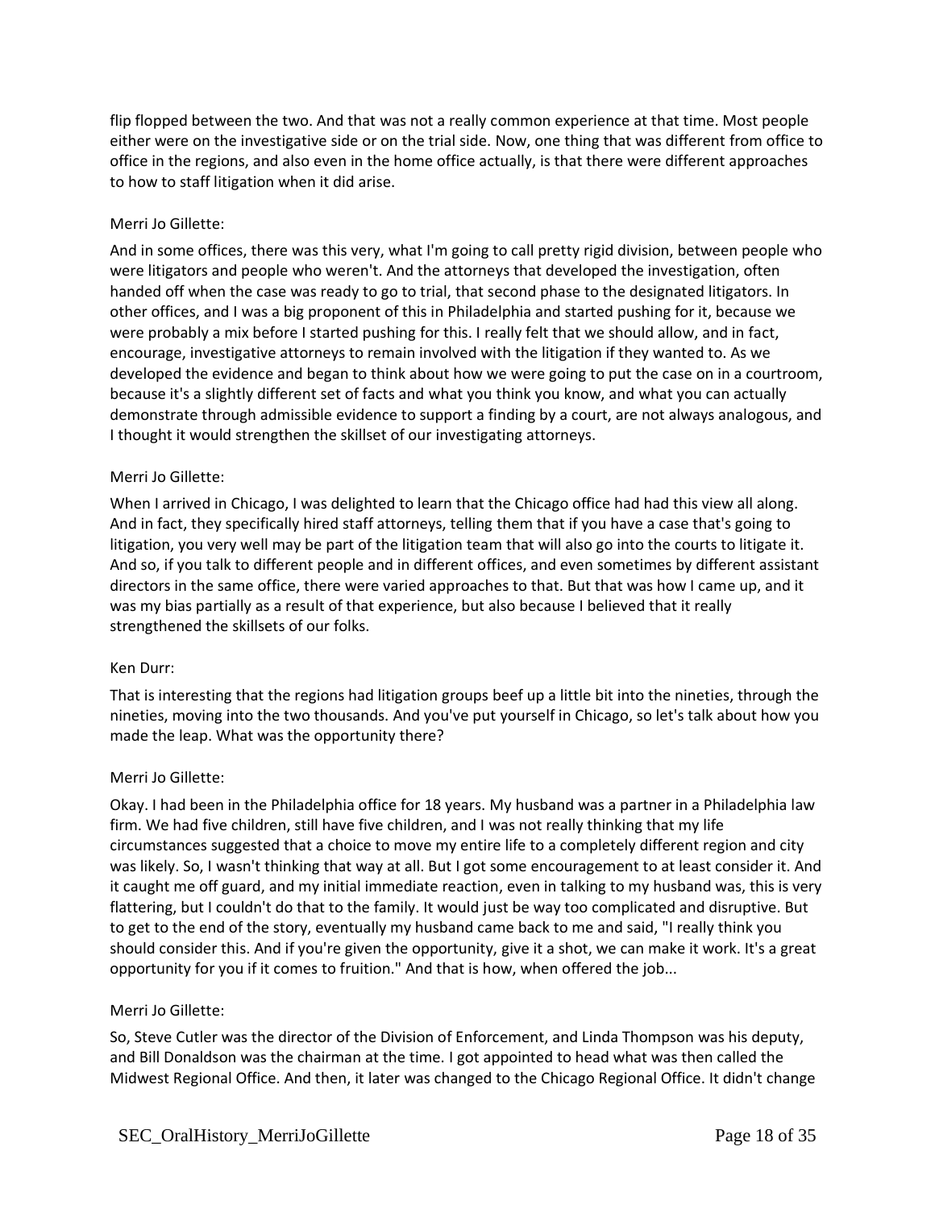flip flopped between the two. And that was not a really common experience at that time. Most people either were on the investigative side or on the trial side. Now, one thing that was different from office to office in the regions, and also even in the home office actually, is that there were different approaches to how to staff litigation when it did arise.

Merri Jo Gillette:

And in some offices, there was this very, what I'm going to call pretty rigid division, between people who were litigators and people who weren't. And the attorneys that developed the investigation, often handed off when the case was ready to go to trial, that second phase to the designated litigators. In other offices, and I was a big proponent of this in Philadelphia and started pushing for it, because we were probably a mix before I started pushing for this. I really felt that we should allow, and in fact, encourage, investigative attorneys to remain involved with the litigation if they wanted to. As we developed the evidence and began to think about how we were going to put the case on in a courtroom, because it's a slightly different set of facts and what you think you know, and what you can actually demonstrate through admissible evidence to support a finding by a court, are not always analogous, and I thought it would strengthen the skillset of our investigating attorneys.

Merri Jo Gillette:

When I arrived in Chicago, I was delighted to learn that the Chicago office had had this view all along. And in fact, they specifically hired staff attorneys, telling them that if you have a case that's going to litigation, you very well may be part of the litigation team that will also go into the courts to litigate it. And so, if you talk to different people and in different offices, and even sometimes by different assistant directors in the same office, there were varied approaches to that. But that was how I came up, and it was my bias partially as a result of that experience, but also because I believed that it really strengthened the skillsets of our folks.

Ken Durr:

That is interesting that the regions had litigation groups beef up a little bit into the nineties, through the nineties, moving into the two thousands. And you've put yourself in Chicago, so let's talk about how you made the leap. What was the opportunity there?

Merri Jo Gillette:

Okay. I had been in the Philadelphia office for 18 years. My husband was a partner in a Philadelphia law firm. We had five children, still have five children, and I was not really thinking that my life circumstances suggested that a choice to move my entire life to a completely different region and city was likely. So, I wasn't thinking that way at all. But I got some encouragement to at least consider it. And it caught me off guard, and my initial immediate reaction, even in talking to my husband was, this is very flattering, but I couldn't do that to the family. It would just be way too complicated and disruptive. But to get to the end of the story, eventually my husband came back to me and said, "I really think you should consider this. And if you're given the opportunity, give it a shot, we can make it work. It's a great opportunity for you if it comes to fruition." And that is how, when offered the job...

Merri Jo Gillette:

So, Steve Cutler was the director of the Division of Enforcement, and Linda Thompson was his deputy, and Bill Donaldson was the chairman at the time. I got appointed to head what was then called the Midwest Regional Office. And then, it later was changed to the Chicago Regional Office. It didn't change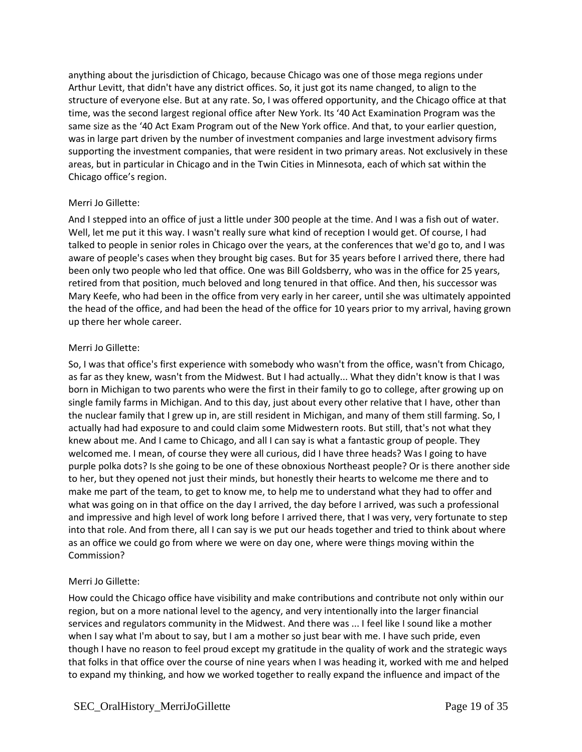anything about the jurisdiction of Chicago, because Chicago was one of those mega regions under Arthur Levitt, that didn't have any district offices. So, it just got its name changed, to align to the structure of everyone else. But at any rate. So, I was offered opportunity, and the Chicago office at that time, was the second largest regional office after New York. Its '40 Act Examination Program was the same size as the '40 Act Exam Program out of the New York office. And that, to your earlier question, was in large part driven by the number of investment companies and large investment advisory firms supporting the investment companies, that were resident in two primary areas. Not exclusively in these areas, but in particular in Chicago and in the Twin Cities in Minnesota, each of which sat within the Chicago office's region.

Merri Jo Gillette:

And I stepped into an office of just a little under 300 people at the time. And I was a fish out of water. Well, let me put it this way. I wasn't really sure what kind of reception I would get. Of course, I had talked to people in senior roles in Chicago over the years, at the conferences that we'd go to, and I was aware of people's cases when they brought big cases. But for 35 years before I arrived there, there had been only two people who led that office. One was Bill Goldsberry, who was in the office for 25 years, retired from that position, much beloved and long tenured in that office. And then, his successor was Mary Keefe, who had been in the office from very early in her career, until she was ultimately appointed the head of the office, and had been the head of the office for 10 years prior to my arrival, having grown up there her whole career.

Merri Jo Gillette:

So, I was that office's first experience with somebody who wasn't from the office, wasn't from Chicago, as far as they knew, wasn't from the Midwest. But I had actually... What they didn't know is that I was born in Michigan to two parents who were the first in their family to go to college, after growing up on single family farms in Michigan. And to this day, just about every other relative that I have, other than the nuclear family that I grew up in, are still resident in Michigan, and many of them still farming. So, I actually had had exposure to and could claim some Midwestern roots. But still, that's not what they knew about me. And I came to Chicago, and all I can say is what a fantastic group of people. They welcomed me. I mean, of course they were all curious, did I have three heads? Was I going to have purple polka dots? Is she going to be one of these obnoxious Northeast people? Or is there another side to her, but they opened not just their minds, but honestly their hearts to welcome me there and to make me part of the team, to get to know me, to help me to understand what they had to offer and what was going on in that office on the day I arrived, the day before I arrived, was such a professional and impressive and high level of work long before I arrived there, that I was very, very fortunate to step into that role. And from there, all I can say is we put our heads together and tried to think about where as an office we could go from where we were on day one, where were things moving within the Commission?

Merri Jo Gillette:

How could the Chicago office have visibility and make contributions and contribute not only within our region, but on a more national level to the agency, and very intentionally into the larger financial services and regulators community in the Midwest. And there was ... I feel like I sound like a mother when I say what I'm about to say, but I am a mother so just bear with me. I have such pride, even though I have no reason to feel proud except my gratitude in the quality of work and the strategic ways that folks in that office over the course of nine years when I was heading it, worked with me and helped to expand my thinking, and how we worked together to really expand the influence and impact of the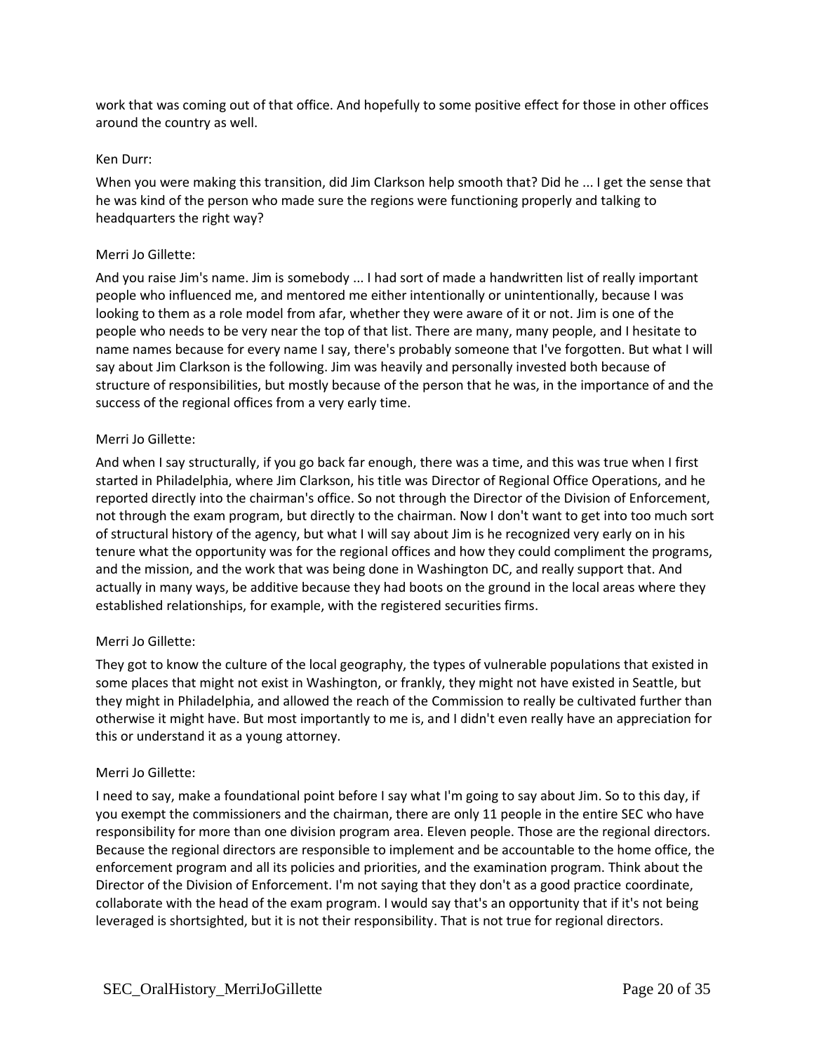work that was coming out of that office. And hopefully to some positive effect for those in other offices around the country as well.

Ken Durr:

When you were making this transition, did Jim Clarkson help smooth that? Did he ... I get the sense that he was kind of the person who made sure the regions were functioning properly and talking to headquarters the right way?

Merri Jo Gillette:

And you raise Jim's name. Jim is somebody ... I had sort of made a handwritten list of really important people who influenced me, and mentored me either intentionally or unintentionally, because I was looking to them as a role model from afar, whether they were aware of it or not. Jim is one of the people who needs to be very near the top of that list. There are many, many people, and I hesitate to name names because for every name I say, there's probably someone that I've forgotten. But what I will say about Jim Clarkson is the following. Jim was heavily and personally invested both because of structure of responsibilities, but mostly because of the person that he was, in the importance of and the success of the regional offices from a very early time.

Merri Jo Gillette:

And when I say structurally, if you go back far enough, there was a time, and this was true when I first started in Philadelphia, where Jim Clarkson, his title was Director of Regional Office Operations, and he reported directly into the chairman's office. So not through the Director of the Division of Enforcement, not through the exam program, but directly to the chairman. Now I don't want to get into too much sort of structural history of the agency, but what I will say about Jim is he recognized very early on in his tenure what the opportunity was for the regional offices and how they could compliment the programs, and the mission, and the work that was being done in Washington DC, and really support that. And actually in many ways, be additive because they had boots on the ground in the local areas where they established relationships, for example, with the registered securities firms.

Merri Jo Gillette:

They got to know the culture of the local geography, the types of vulnerable populations that existed in some places that might not exist in Washington, or frankly, they might not have existed in Seattle, but they might in Philadelphia, and allowed the reach of the Commission to really be cultivated further than otherwise it might have. But most importantly to me is, and I didn't even really have an appreciation for this or understand it as a young attorney.

Merri Jo Gillette:

I need to say, make a foundational point before I say what I'm going to say about Jim. So to this day, if you exempt the commissioners and the chairman, there are only 11 people in the entire SEC who have responsibility for more than one division program area. Eleven people. Those are the regional directors. Because the regional directors are responsible to implement and be accountable to the home office, the enforcement program and all its policies and priorities, and the examination program. Think about the Director of the Division of Enforcement. I'm not saying that they don't as a good practice coordinate, collaborate with the head of the exam program. I would say that's an opportunity that if it's not being leveraged is shortsighted, but it is not their responsibility. That is not true for regional directors.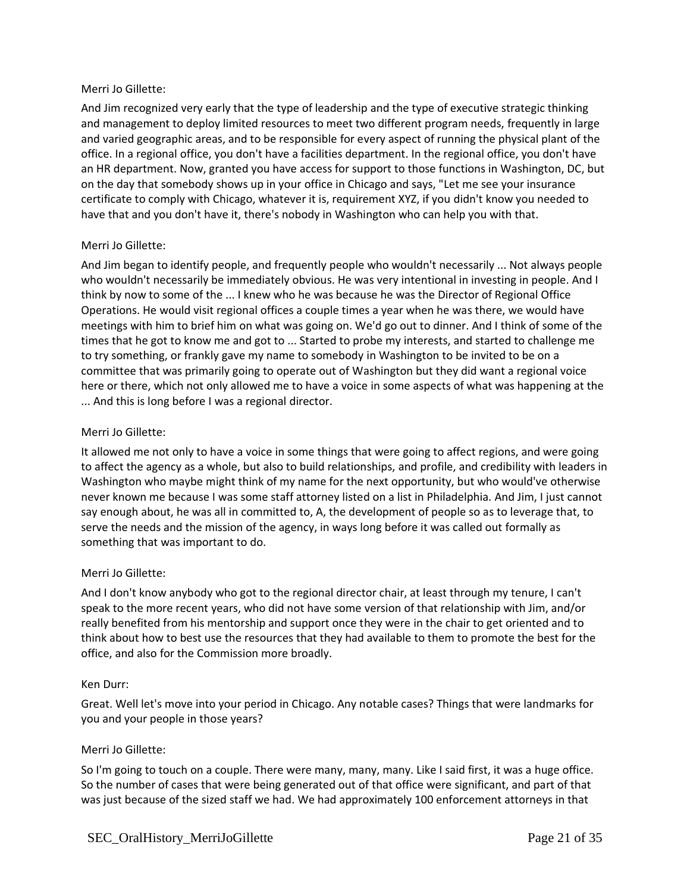Merri Jo Gillette:

And Jim recognized very early that the type of leadership and the type of executive strategic thinking and management to deploy limited resources to meet two different program needs, frequently in large and varied geographic areas, and to be responsible for every aspect of running the physical plant of the office. In a regional office, you don't have a facilities department. In the regional office, you don't have an HR department. Now, granted you have access for support to those functions in Washington, DC, but on the day that somebody shows up in your office in Chicago and says, "Let me see your insurance certificate to comply with Chicago, whatever it is, requirement XYZ, if you didn't know you needed to have that and you don't have it, there's nobody in Washington who can help you with that.

Merri Jo Gillette:

And Jim began to identify people, and frequently people who wouldn't necessarily ... Not always people who wouldn't necessarily be immediately obvious. He was very intentional in investing in people. And I think by now to some of the ... I knew who he was because he was the Director of Regional Office Operations. He would visit regional offices a couple times a year when he was there, we would have meetings with him to brief him on what was going on. We'd go out to dinner. And I think of some of the times that he got to know me and got to ... Started to probe my interests, and started to challenge me to try something, or frankly gave my name to somebody in Washington to be invited to be on a committee that was primarily going to operate out of Washington but they did want a regional voice here or there, which not only allowed me to have a voice in some aspects of what was happening at the ... And this is long before I was a regional director.

Merri Jo Gillette:

It allowed me not only to have a voice in some things that were going to affect regions, and were going to affect the agency as a whole, but also to build relationships, and profile, and credibility with leaders in Washington who maybe might think of my name for the next opportunity, but who would've otherwise never known me because I was some staff attorney listed on a list in Philadelphia. And Jim, I just cannot say enough about, he was all in committed to, A, the development of people so as to leverage that, to serve the needs and the mission of the agency, in ways long before it was called out formally as something that was important to do.

Merri Jo Gillette:

And I don't know anybody who got to the regional director chair, at least through my tenure, I can't speak to the more recent years, who did not have some version of that relationship with Jim, and/or really benefited from his mentorship and support once they were in the chair to get oriented and to think about how to best use the resources that they had available to them to promote the best for the office, and also for the Commission more broadly.

Ken Durr:

Great. Well let's move into your period in Chicago. Any notable cases? Things that were landmarks for you and your people in those years?

Merri Jo Gillette:

So I'm going to touch on a couple. There were many, many, many. Like I said first, it was a huge office. So the number of cases that were being generated out of that office were significant, and part of that was just because of the sized staff we had. We had approximately 100 enforcement attorneys in that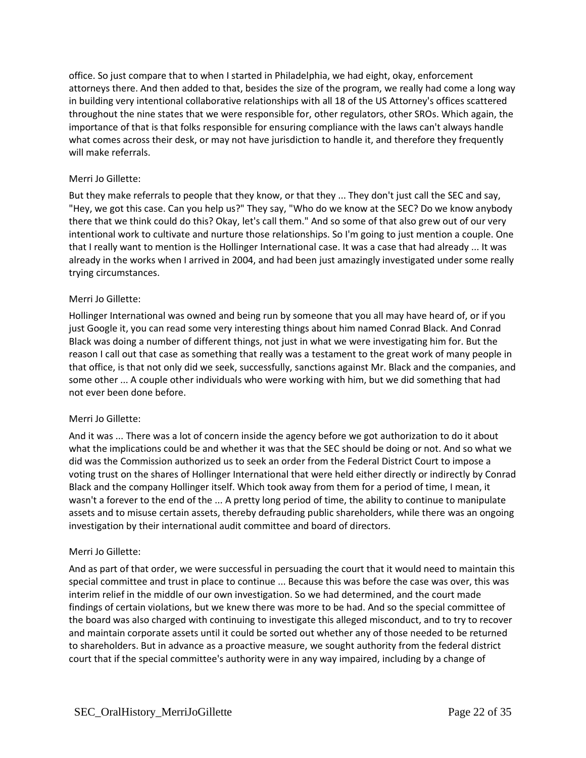office. So just compare that to when I started in Philadelphia, we had eight, okay, enforcement attorneys there. And then added to that, besides the size of the program, we really had come a long way in building very intentional collaborative relationships with all 18 of the US Attorney's offices scattered throughout the nine states that we were responsible for, other regulators, other SROs. Which again, the importance of that is that folks responsible for ensuring compliance with the laws can't always handle what comes across their desk, or may not have jurisdiction to handle it, and therefore they frequently will make referrals.

Merri Jo Gillette:

But they make referrals to people that they know, or that they ... They don't just call the SEC and say, "Hey, we got this case. Can you help us?" They say, "Who do we know at the SEC? Do we know anybody there that we think could do this? Okay, let's call them." And so some of that also grew out of our very intentional work to cultivate and nurture those relationships. So I'm going to just mention a couple. One that I really want to mention is the Hollinger International case. It was a case that had already ... It was already in the works when I arrived in 2004, and had been just amazingly investigated under some really trying circumstances.

Merri Jo Gillette:

Hollinger International was owned and being run by someone that you all may have heard of, or if you just Google it, you can read some very interesting things about him named Conrad Black. And Conrad Black was doing a number of different things, not just in what we were investigating him for. But the reason I call out that case as something that really was a testament to the great work of many people in that office, is that not only did we seek, successfully, sanctions against Mr. Black and the companies, and some other ... A couple other individuals who were working with him, but we did something that had not ever been done before.

Merri Jo Gillette:

And it was ... There was a lot of concern inside the agency before we got authorization to do it about what the implications could be and whether it was that the SEC should be doing or not. And so what we did was the Commission authorized us to seek an order from the Federal District Court to impose a voting trust on the shares of Hollinger International that were held either directly or indirectly by Conrad Black and the company Hollinger itself. Which took away from them for a period of time, I mean, it wasn't a forever to the end of the ... A pretty long period of time, the ability to continue to manipulate assets and to misuse certain assets, thereby defrauding public shareholders, while there was an ongoing investigation by their international audit committee and board of directors.

Merri Jo Gillette:

And as part of that order, we were successful in persuading the court that it would need to maintain this special committee and trust in place to continue ... Because this was before the case was over, this was interim relief in the middle of our own investigation. So we had determined, and the court made findings of certain violations, but we knew there was more to be had. And so the special committee of the board was also charged with continuing to investigate this alleged misconduct, and to try to recover and maintain corporate assets until it could be sorted out whether any of those needed to be returned to shareholders. But in advance as a proactive measure, we sought authority from the federal district court that if the special committee's authority were in any way impaired, including by a change of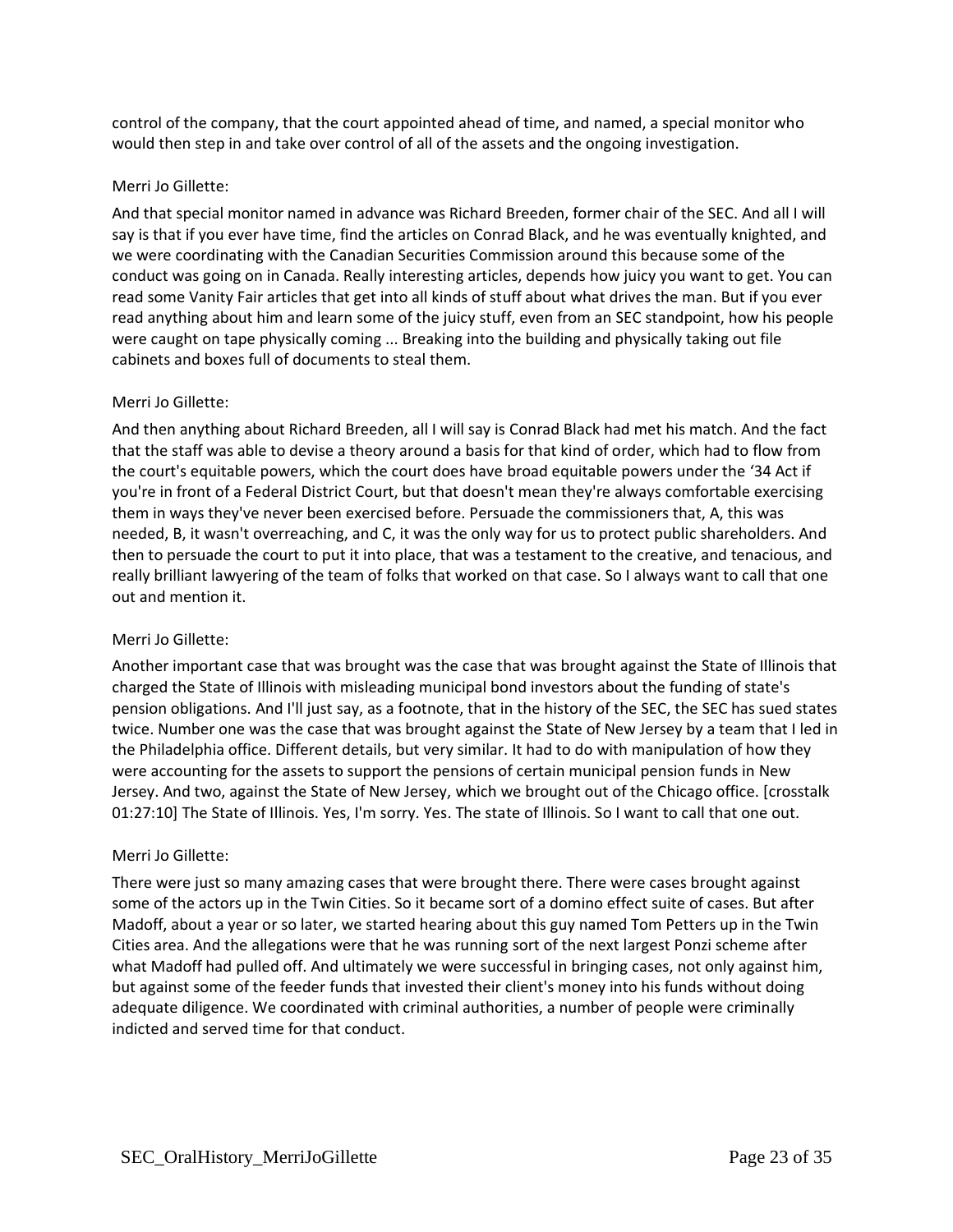control of the company, that the court appointed ahead of time, and named, a special monitor who would then step in and take over control of all of the assets and the ongoing investigation.

Merri Jo Gillette:

And that special monitor named in advance was Richard Breeden, former chair of the SEC. And all I will say is that if you ever have time, find the articles on Conrad Black, and he was eventually knighted, and we were coordinating with the Canadian Securities Commission around this because some of the conduct was going on in Canada. Really interesting articles, depends how juicy you want to get. You can read some Vanity Fair articles that get into all kinds of stuff about what drives the man. But if you ever read anything about him and learn some of the juicy stuff, even from an SEC standpoint, how his people were caught on tape physically coming ... Breaking into the building and physically taking out file cabinets and boxes full of documents to steal them.

Merri Jo Gillette:

And then anything about Richard Breeden, all I will say is Conrad Black had met his match. And the fact that the staff was able to devise a theory around a basis for that kind of order, which had to flow from the court's equitable powers, which the court does have broad equitable powers under the '34 Act if you're in front of a Federal District Court, but that doesn't mean they're always comfortable exercising them in ways they've never been exercised before. Persuade the commissioners that, A, this was needed, B, it wasn't overreaching, and C, it was the only way for us to protect public shareholders. And then to persuade the court to put it into place, that was a testament to the creative, and tenacious, and really brilliant lawyering of the team of folks that worked on that case. So I always want to call that one out and mention it.

Merri Jo Gillette:

Another important case that was brought was the case that was brought against the State of Illinois that charged the State of Illinois with misleading municipal bond investors about the funding of state's pension obligations. And I'll just say, as a footnote, that in the history of the SEC, the SEC has sued states twice. Number one was the case that was brought against the State of New Jersey by a team that I led in the Philadelphia office. Different details, but very similar. It had to do with manipulation of how they were accounting for the assets to support the pensions of certain municipal pension funds in New Jersey. And two, against the State of New Jersey, which we brought out of the Chicago office. [crosstalk 01:27:10] The State of Illinois. Yes, I'm sorry. Yes. The state of Illinois. So I want to call that one out.

Merri Jo Gillette:

There were just so many amazing cases that were brought there. There were cases brought against some of the actors up in the Twin Cities. So it became sort of a domino effect suite of cases. But after Madoff, about a year or so later, we started hearing about this guy named Tom Petters up in the Twin Cities area. And the allegations were that he was running sort of the next largest Ponzi scheme after what Madoff had pulled off. And ultimately we were successful in bringing cases, not only against him, but against some of the feeder funds that invested their client's money into his funds without doing adequate diligence. We coordinated with criminal authorities, a number of people were criminally indicted and served time for that conduct.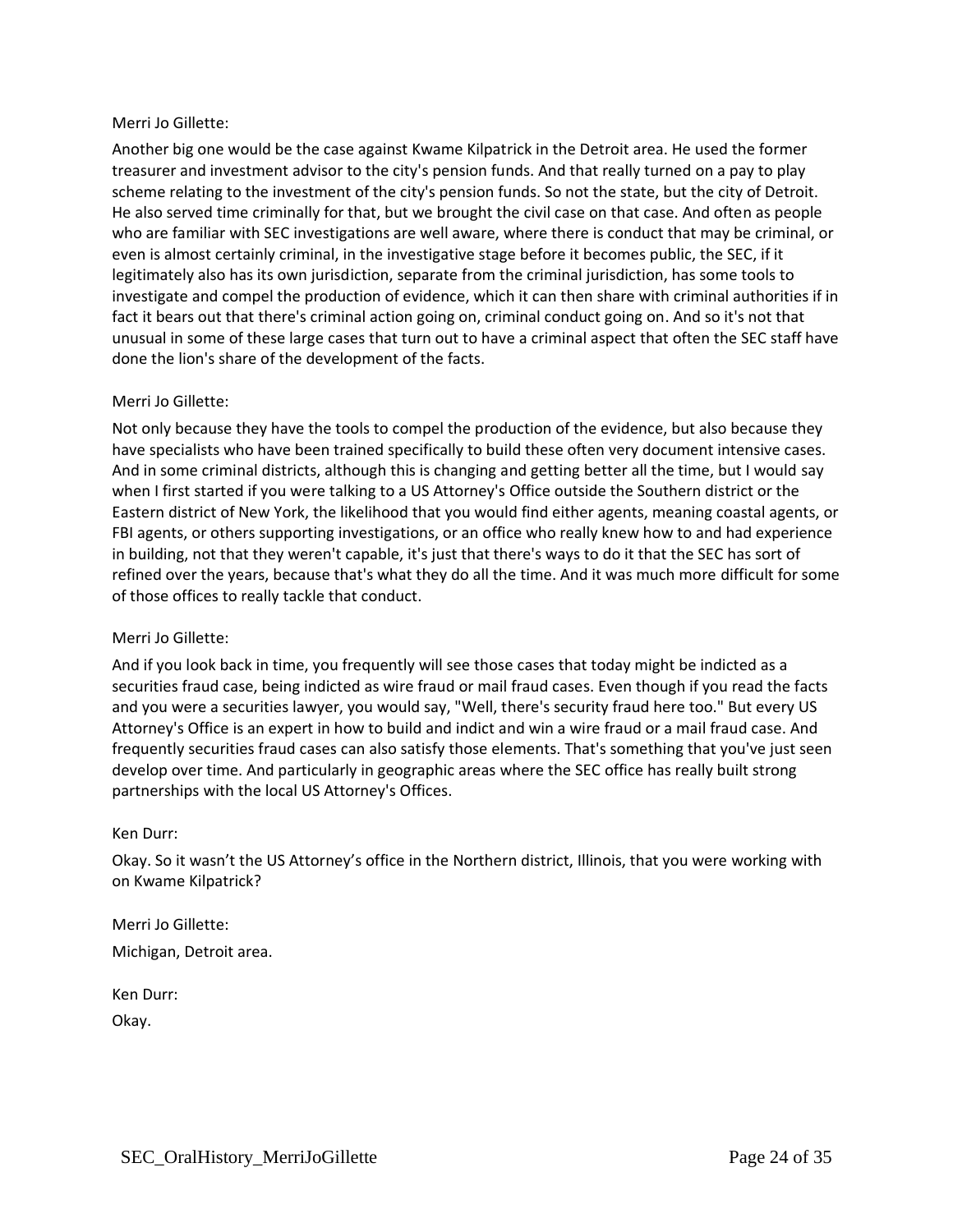Merri Jo Gillette:

Another big one would be the case against Kwame Kilpatrick in the Detroit area. He used the former treasurer and investment advisor to the city's pension funds. And that really turned on a pay to play scheme relating to the investment of the city's pension funds. So not the state, but the city of Detroit. He also served time criminally for that, but we brought the civil case on that case. And often as people who are familiar with SEC investigations are well aware, where there is conduct that may be criminal, or even is almost certainly criminal, in the investigative stage before it becomes public, the SEC, if it legitimately also has its own jurisdiction, separate from the criminal jurisdiction, has some tools to investigate and compel the production of evidence, which it can then share with criminal authorities if in fact it bears out that there's criminal action going on, criminal conduct going on. And so it's not that unusual in some of these large cases that turn out to have a criminal aspect that often the SEC staff have done the lion's share of the development of the facts.

Merri Jo Gillette:

Not only because they have the tools to compel the production of the evidence, but also because they have specialists who have been trained specifically to build these often very document intensive cases. And in some criminal districts, although this is changing and getting better all the time, but I would say when I first started if you were talking to a US Attorney's Office outside the Southern district or the Eastern district of New York, the likelihood that you would find either agents, meaning coastal agents, or FBI agents, or others supporting investigations, or an office who really knew how to and had experience in building, not that they weren't capable, it's just that there's ways to do it that the SEC has sort of refined over the years, because that's what they do all the time. And it was much more difficult for some of those offices to really tackle that conduct.

Merri Jo Gillette:

And if you look back in time, you frequently will see those cases that today might be indicted as a securities fraud case, being indicted as wire fraud or mail fraud cases. Even though if you read the facts and you were a securities lawyer, you would say, "Well, there's security fraud here too." But every US Attorney's Office is an expert in how to build and indict and win a wire fraud or a mail fraud case. And frequently securities fraud cases can also satisfy those elements. That's something that you've just seen develop over time. And particularly in geographic areas where the SEC office has really built strong partnerships with the local US Attorney's Offices.

Ken Durr:

Okay. So it wasn't the US Attorney's office in the Northern district, Illinois, that you were working with on Kwame Kilpatrick?

Merri Jo Gillette:

Michigan, Detroit area.

Ken Durr:

Okay.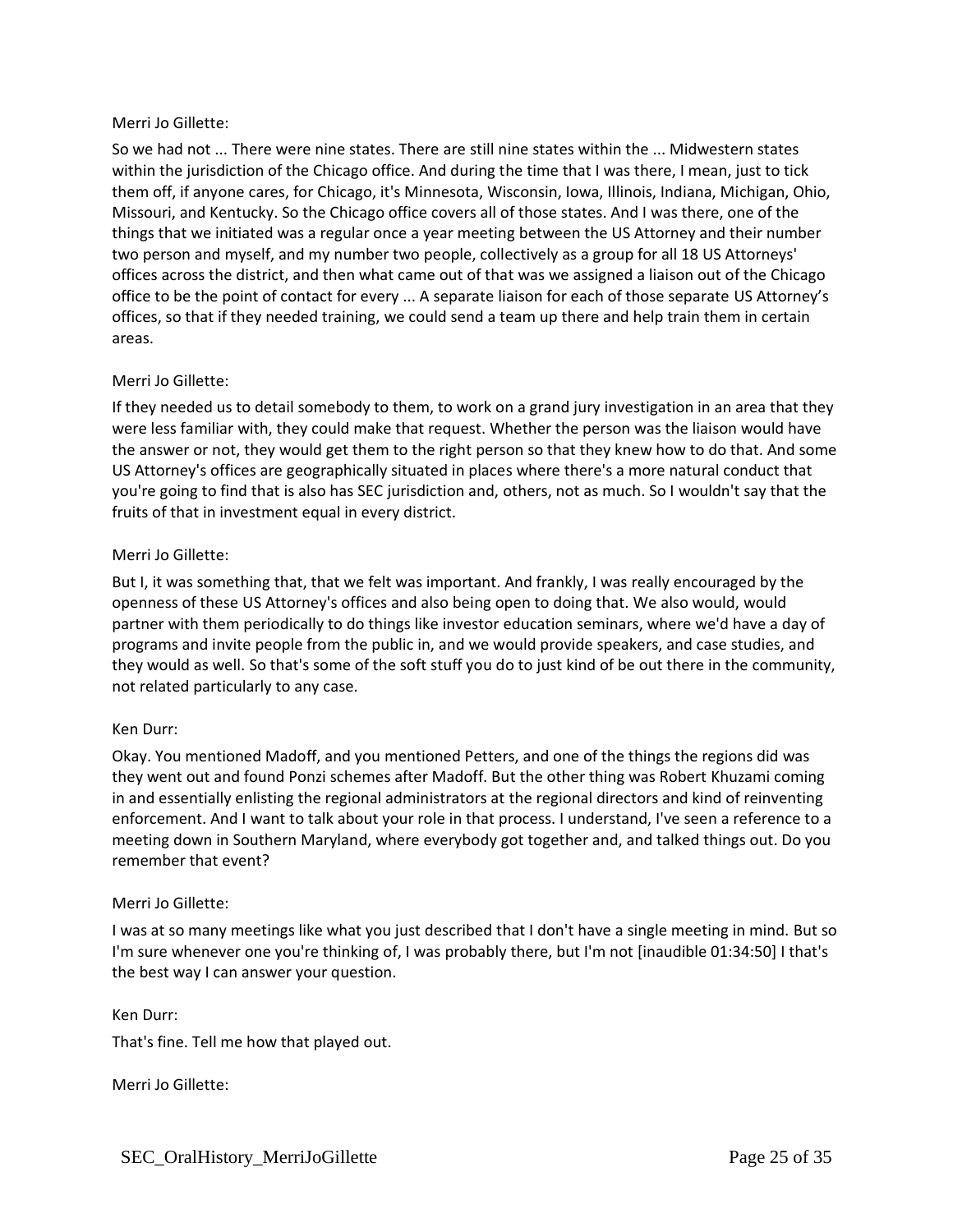Merri Jo Gillette:

So we had not ... There were nine states. There are still nine states within the ... Midwestern states within the jurisdiction of the Chicago office. And during the time that I was there, I mean, just to tick them off, if anyone cares, for Chicago, it's Minnesota, Wisconsin, Iowa, Illinois, Indiana, Michigan, Ohio, Missouri, and Kentucky. So the Chicago office covers all of those states. And I was there, one of the things that we initiated was a regular once a year meeting between the US Attorney and their number two person and myself, and my number two people, collectively as a group for all 18 US Attorneys' offices across the district, and then what came out of that was we assigned a liaison out of the Chicago office to be the point of contact for every ... A separate liaison for each of those separate US Attorney's offices, so that if they needed training, we could send a team up there and help train them in certain areas.

Merri Jo Gillette:

If they needed us to detail somebody to them, to work on a grand jury investigation in an area that they were less familiar with, they could make that request. Whether the person was the liaison would have the answer or not, they would get them to the right person so that they knew how to do that. And some US Attorney's offices are geographically situated in places where there's a more natural conduct that you're going to find that is also has SEC jurisdiction and, others, not as much. So I wouldn't say that the fruits of that in investment equal in every district.

Merri Jo Gillette:

But I, it was something that, that we felt was important. And frankly, I was really encouraged by the openness of these US Attorney's offices and also being open to doing that. We also would, would partner with them periodically to do things like investor education seminars, where we'd have a day of programs and invite people from the public in, and we would provide speakers, and case studies, and they would as well. So that's some of the soft stuff you do to just kind of be out there in the community, not related particularly to any case.

Ken Durr:

Okay. You mentioned Madoff, and you mentioned Petters, and one of the things the regions did was they went out and found Ponzi schemes after Madoff. But the other thing was Robert Khuzami coming in and essentially enlisting the regional administrators at the regional directors and kind of reinventing enforcement. And I want to talk about your role in that process. I understand, I've seen a reference to a meeting down in Southern Maryland, where everybody got together and, and talked things out. Do you remember that event?

Merri Jo Gillette:

I was at so many meetings like what you just described that I don't have a single meeting in mind. But so I'm sure whenever one you're thinking of, I was probably there, but I'm not [inaudible 01:34:50] I that's the best way I can answer your question.

Ken Durr:

That's fine. Tell me how that played out.

Merri Jo Gillette: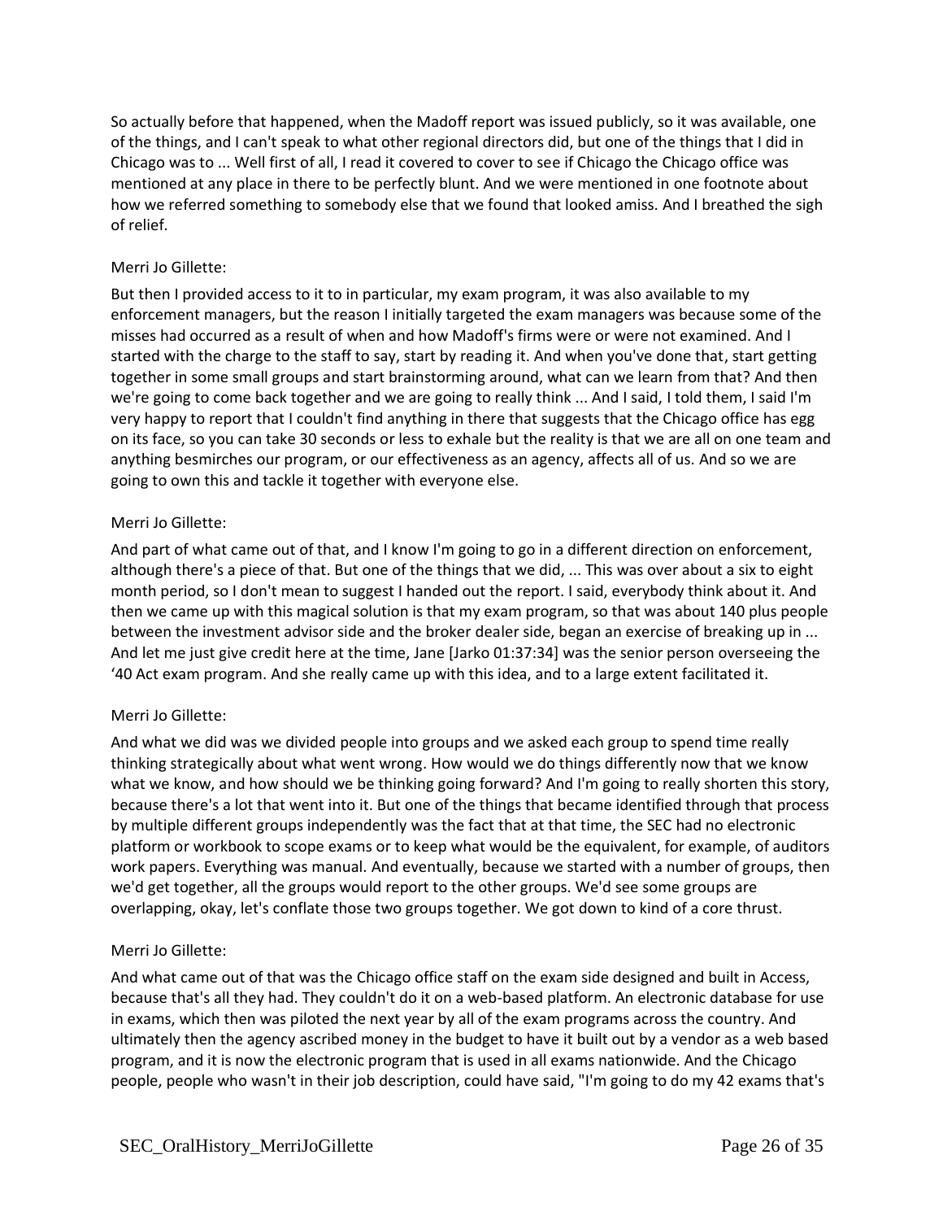So actually before that happened, when the Madoff report was issued publicly, so it was available, one of the things, and I can't speak to what other regional directors did, but one of the things that I did in Chicago was to ... Well first of all, I read it covered to cover to see if Chicago the Chicago office was mentioned at any place in there to be perfectly blunt. And we were mentioned in one footnote about how we referred something to somebody else that we found that looked amiss. And I breathed the sigh of relief.

Merri Jo Gillette:

But then I provided access to it to in particular, my exam program, it was also available to my enforcement managers, but the reason I initially targeted the exam managers was because some of the misses had occurred as a result of when and how Madoff's firms were or were not examined. And I started with the charge to the staff to say, start by reading it. And when you've done that, start getting together in some small groups and start brainstorming around, what can we learn from that? And then we're going to come back together and we are going to really think ... And I said, I told them, I said I'm very happy to report that I couldn't find anything in there that suggests that the Chicago office has egg on its face, so you can take 30 seconds or less to exhale but the reality is that we are all on one team and anything besmirches our program, or our effectiveness as an agency, affects all of us. And so we are going to own this and tackle it together with everyone else.

Merri Jo Gillette:

And part of what came out of that, and I know I'm going to go in a different direction on enforcement, although there's a piece of that. But one of the things that we did, ... This was over about a six to eight month period, so I don't mean to suggest I handed out the report. I said, everybody think about it. And then we came up with this magical solution is that my exam program, so that was about 140 plus people between the investment advisor side and the broker dealer side, began an exercise of breaking up in ... And let me just give credit here at the time, Jane [Jarko 01:37:34] was the senior person overseeing the '40 Act exam program. And she really came up with this idea, and to a large extent facilitated it.

Merri Jo Gillette:

And what we did was we divided people into groups and we asked each group to spend time really thinking strategically about what went wrong. How would we do things differently now that we know what we know, and how should we be thinking going forward? And I'm going to really shorten this story, because there's a lot that went into it. But one of the things that became identified through that process by multiple different groups independently was the fact that at that time, the SEC had no electronic platform or workbook to scope exams or to keep what would be the equivalent, for example, of auditors work papers. Everything was manual. And eventually, because we started with a number of groups, then we'd get together, all the groups would report to the other groups. We'd see some groups are overlapping, okay, let's conflate those two groups together. We got down to kind of a core thrust.

Merri Jo Gillette:

And what came out of that was the Chicago office staff on the exam side designed and built in Access, because that's all they had. They couldn't do it on a web-based platform. An electronic database for use in exams, which then was piloted the next year by all of the exam programs across the country. And ultimately then the agency ascribed money in the budget to have it built out by a vendor as a web based program, and it is now the electronic program that is used in all exams nationwide. And the Chicago people, people who wasn't in their job description, could have said, "I'm going to do my 42 exams that's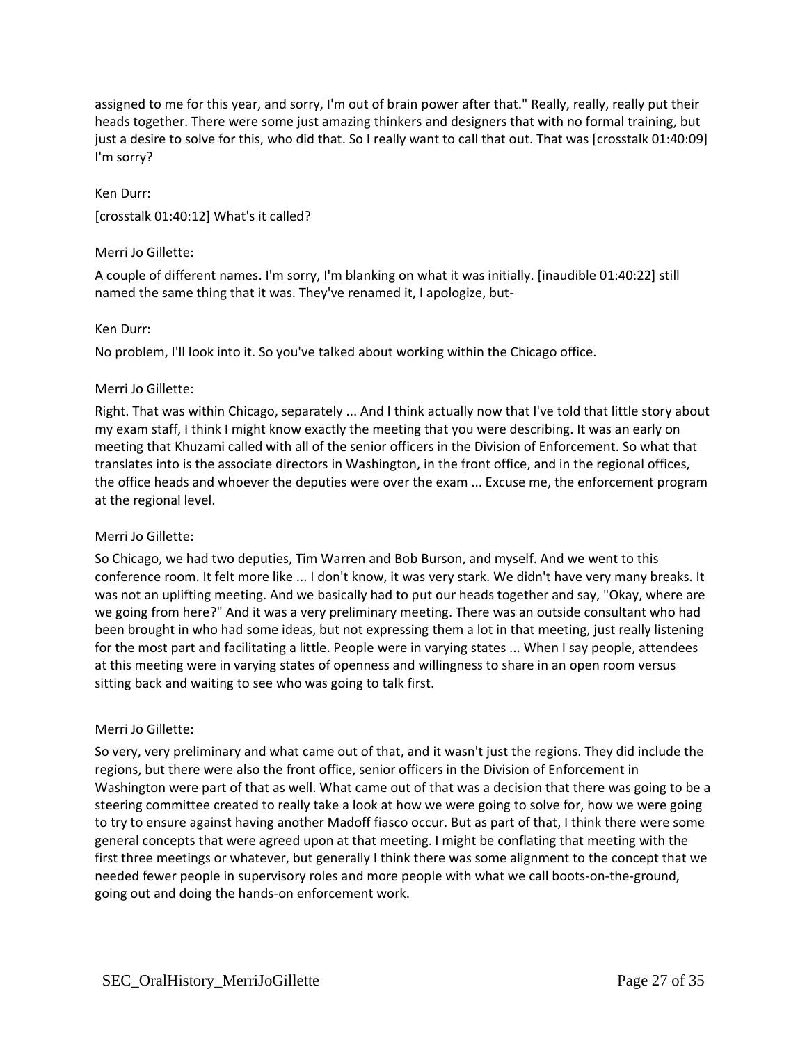assigned to me for this year, and sorry, I'm out of brain power after that." Really, really, really put their heads together. There were some just amazing thinkers and designers that with no formal training, but just a desire to solve for this, who did that. So I really want to call that out. That was [crosstalk 01:40:09] I'm sorry?

Ken Durr:

[crosstalk 01:40:12] What's it called?

Merri Jo Gillette:

A couple of different names. I'm sorry, I'm blanking on what it was initially. [inaudible 01:40:22] still named the same thing that it was. They've renamed it, I apologize, but-

Ken Durr:

No problem, I'll look into it. So you've talked about working within the Chicago office.

Merri Jo Gillette:

Right. That was within Chicago, separately ... And I think actually now that I've told that little story about my exam staff, I think I might know exactly the meeting that you were describing. It was an early on meeting that Khuzami called with all of the senior officers in the Division of Enforcement. So what that translates into is the associate directors in Washington, in the front office, and in the regional offices, the office heads and whoever the deputies were over the exam ... Excuse me, the enforcement program at the regional level.

Merri Jo Gillette:

So Chicago, we had two deputies, Tim Warren and Bob Burson, and myself. And we went to this conference room. It felt more like ... I don't know, it was very stark. We didn't have very many breaks. It was not an uplifting meeting. And we basically had to put our heads together and say, "Okay, where are we going from here?" And it was a very preliminary meeting. There was an outside consultant who had been brought in who had some ideas, but not expressing them a lot in that meeting, just really listening for the most part and facilitating a little. People were in varying states ... When I say people, attendees at this meeting were in varying states of openness and willingness to share in an open room versus sitting back and waiting to see who was going to talk first.

Merri Jo Gillette:

So very, very preliminary and what came out of that, and it wasn't just the regions. They did include the regions, but there were also the front office, senior officers in the Division of Enforcement in Washington were part of that as well. What came out of that was a decision that there was going to be a steering committee created to really take a look at how we were going to solve for, how we were going to try to ensure against having another Madoff fiasco occur. But as part of that, I think there were some general concepts that were agreed upon at that meeting. I might be conflating that meeting with the first three meetings or whatever, but generally I think there was some alignment to the concept that we needed fewer people in supervisory roles and more people with what we call boots-on-the-ground, going out and doing the hands-on enforcement work.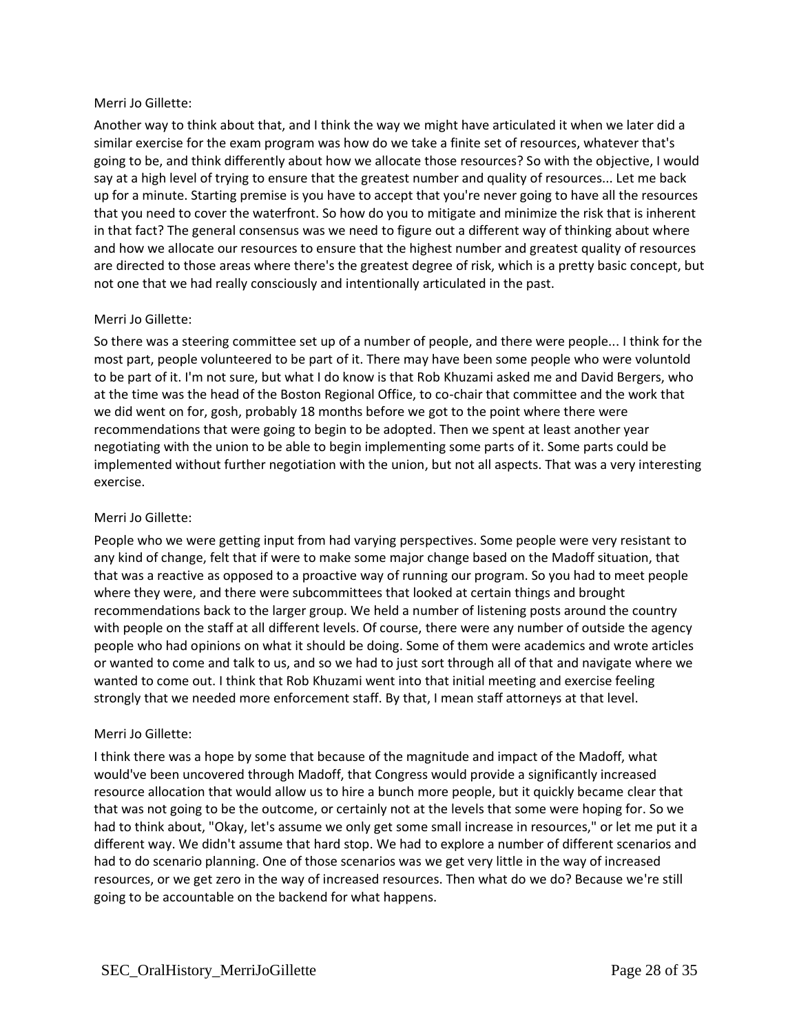Merri Jo Gillette:

Another way to think about that, and I think the way we might have articulated it when we later did a similar exercise for the exam program was how do we take a finite set of resources, whatever that's going to be, and think differently about how we allocate those resources? So with the objective, I would say at a high level of trying to ensure that the greatest number and quality of resources... Let me back up for a minute. Starting premise is you have to accept that you're never going to have all the resources that you need to cover the waterfront. So how do you to mitigate and minimize the risk that is inherent in that fact? The general consensus was we need to figure out a different way of thinking about where and how we allocate our resources to ensure that the highest number and greatest quality of resources are directed to those areas where there's the greatest degree of risk, which is a pretty basic concept, but not one that we had really consciously and intentionally articulated in the past.

Merri Jo Gillette:

So there was a steering committee set up of a number of people, and there were people... I think for the most part, people volunteered to be part of it. There may have been some people who were voluntold to be part of it. I'm not sure, but what I do know is that Rob Khuzami asked me and David Bergers, who at the time was the head of the Boston Regional Office, to co-chair that committee and the work that we did went on for, gosh, probably 18 months before we got to the point where there were recommendations that were going to begin to be adopted. Then we spent at least another year negotiating with the union to be able to begin implementing some parts of it. Some parts could be implemented without further negotiation with the union, but not all aspects. That was a very interesting exercise.

Merri Jo Gillette:

People who we were getting input from had varying perspectives. Some people were very resistant to any kind of change, felt that if were to make some major change based on the Madoff situation, that that was a reactive as opposed to a proactive way of running our program. So you had to meet people where they were, and there were subcommittees that looked at certain things and brought recommendations back to the larger group. We held a number of listening posts around the country with people on the staff at all different levels. Of course, there were any number of outside the agency people who had opinions on what it should be doing. Some of them were academics and wrote articles or wanted to come and talk to us, and so we had to just sort through all of that and navigate where we wanted to come out. I think that Rob Khuzami went into that initial meeting and exercise feeling strongly that we needed more enforcement staff. By that, I mean staff attorneys at that level.

Merri Jo Gillette:

I think there was a hope by some that because of the magnitude and impact of the Madoff, what would've been uncovered through Madoff, that Congress would provide a significantly increased resource allocation that would allow us to hire a bunch more people, but it quickly became clear that that was not going to be the outcome, or certainly not at the levels that some were hoping for. So we had to think about, "Okay, let's assume we only get some small increase in resources," or let me put it a different way. We didn't assume that hard stop. We had to explore a number of different scenarios and had to do scenario planning. One of those scenarios was we get very little in the way of increased resources, or we get zero in the way of increased resources. Then what do we do? Because we're still going to be accountable on the backend for what happens.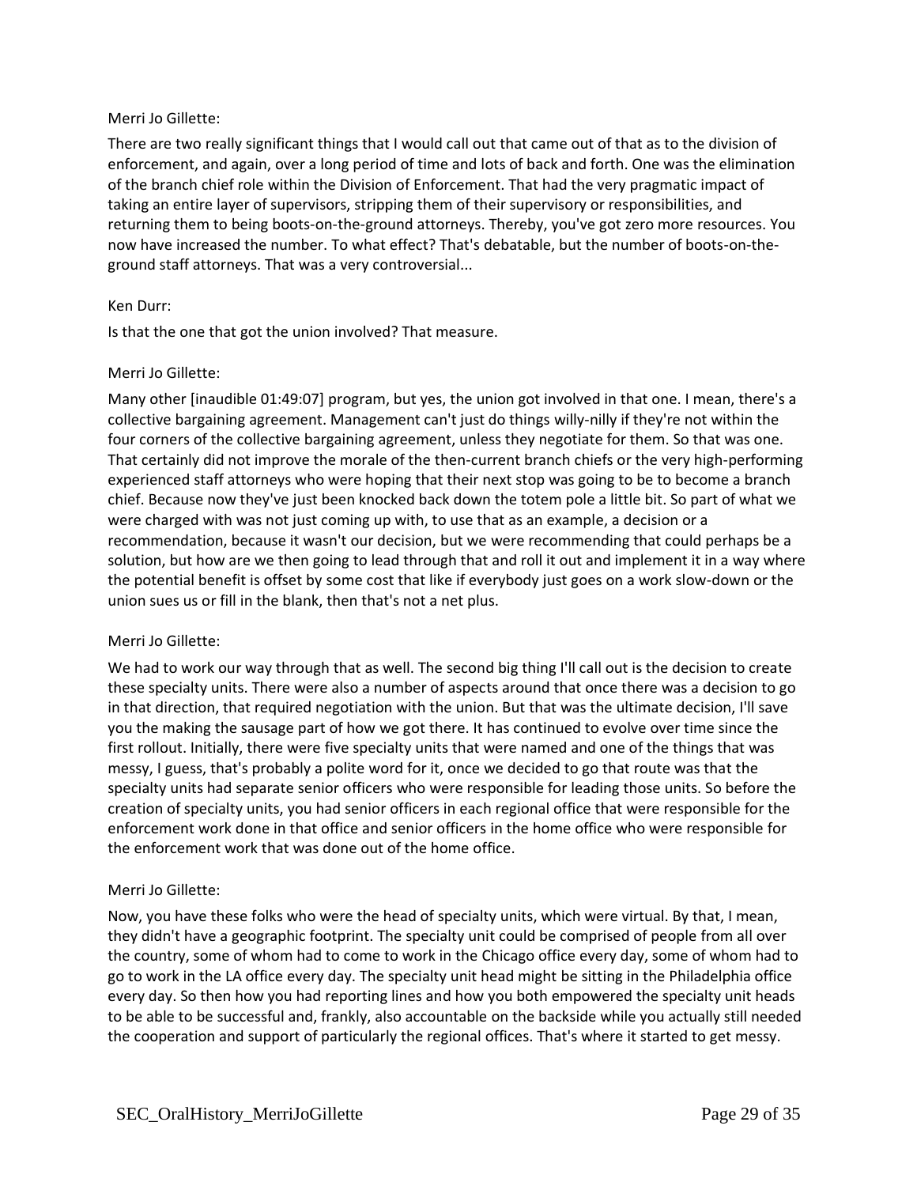Merri Jo Gillette:

There are two really significant things that I would call out that came out of that as to the division of enforcement, and again, over a long period of time and lots of back and forth. One was the elimination of the branch chief role within the Division of Enforcement. That had the very pragmatic impact of taking an entire layer of supervisors, stripping them of their supervisory or responsibilities, and returning them to being boots-on-the-ground attorneys. Thereby, you've got zero more resources. You now have increased the number. To what effect? That's debatable, but the number of boots-on-the-ground staff attorneys. That was a very controversial...

Ken Durr:

Is that the one that got the union involved? That measure.

Merri Jo Gillette:

Many other [inaudible 01:49:07] program, but yes, the union got involved in that one. I mean, there's a collective bargaining agreement. Management can't just do things willy-nilly if they're not within the four corners of the collective bargaining agreement, unless they negotiate for them. So that was one. That certainly did not improve the morale of the then-current branch chiefs or the very high-performing experienced staff attorneys who were hoping that their next stop was going to be to become a branch chief. Because now they've just been knocked back down the totem pole a little bit. So part of what we were charged with was not just coming up with, to use that as an example, a decision or a recommendation, because it wasn't our decision, but we were recommending that could perhaps be a solution, but how are we then going to lead through that and roll it out and implement it in a way where the potential benefit is offset by some cost that like if everybody just goes on a work slow-down or the union sues us or fill in the blank, then that's not a net plus.

Merri Jo Gillette:

We had to work our way through that as well. The second big thing I'll call out is the decision to create these specialty units. There were also a number of aspects around that once there was a decision to go in that direction, that required negotiation with the union. But that was the ultimate decision, I'll save you the making the sausage part of how we got there. It has continued to evolve over time since the first rollout. Initially, there were five specialty units that were named and one of the things that was messy, I guess, that's probably a polite word for it, once we decided to go that route was that the specialty units had separate senior officers who were responsible for leading those units. So before the creation of specialty units, you had senior officers in each regional office that were responsible for the enforcement work done in that office and senior officers in the home office who were responsible for the enforcement work that was done out of the home office.

Merri Jo Gillette:

Now, you have these folks who were the head of specialty units, which were virtual. By that, I mean, they didn't have a geographic footprint. The specialty unit could be comprised of people from all over the country, some of whom had to come to work in the Chicago office every day, some of whom had to go to work in the LA office every day. The specialty unit head might be sitting in the Philadelphia office every day. So then how you had reporting lines and how you both empowered the specialty unit heads to be able to be successful and, frankly, also accountable on the backside while you actually still needed the cooperation and support of particularly the regional offices. That's where it started to get messy.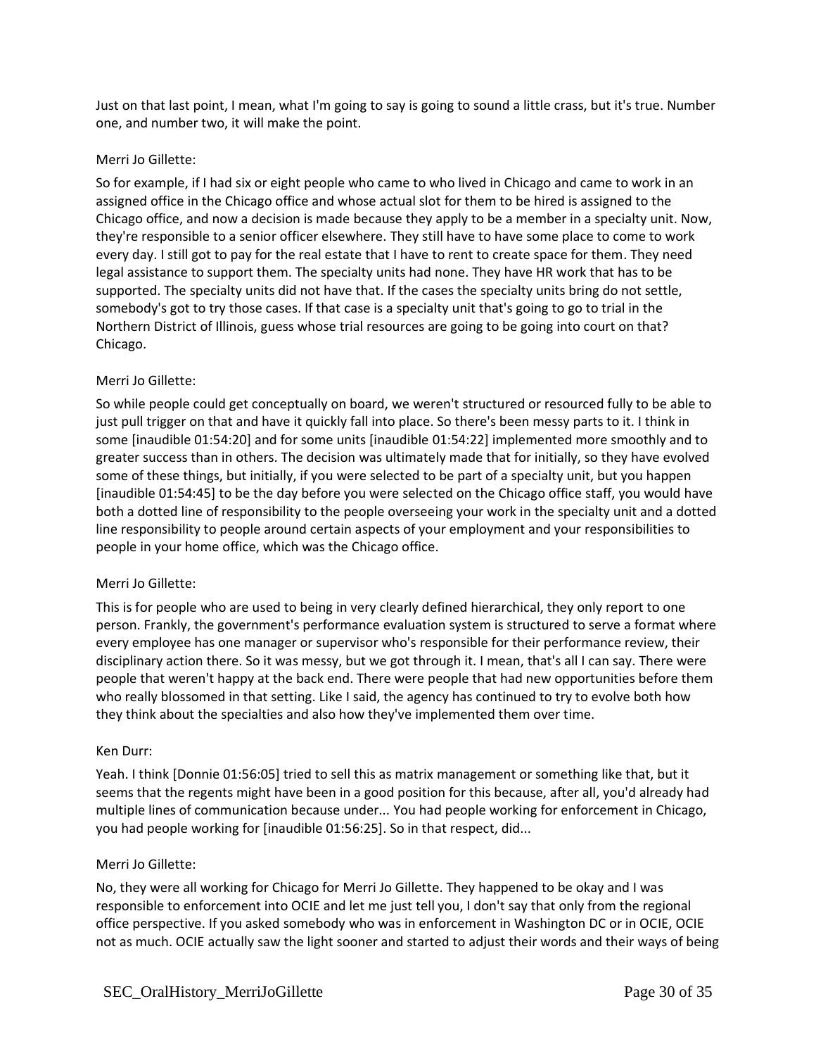Just on that last point, I mean, what I'm going to say is going to sound a little crass, but it's true. Number one, and number two, it will make the point.

Merri Jo Gillette:

So for example, if I had six or eight people who came to who lived in Chicago and came to work in an assigned office in the Chicago office and whose actual slot for them to be hired is assigned to the Chicago office, and now a decision is made because they apply to be a member in a specialty unit. Now, they're responsible to a senior officer elsewhere. They still have to have some place to come to work every day. I still got to pay for the real estate that I have to rent to create space for them. They need legal assistance to support them. The specialty units had none. They have HR work that has to be supported. The specialty units did not have that. If the cases the specialty units bring do not settle, somebody's got to try those cases. If that case is a specialty unit that's going to go to trial in the Northern District of Illinois, guess whose trial resources are going to be going into court on that? Chicago.

Merri Jo Gillette:

So while people could get conceptually on board, we weren't structured or resourced fully to be able to just pull trigger on that and have it quickly fall into place. So there's been messy parts to it. I think in some [inaudible 01:54:20] and for some units [inaudible 01:54:22] implemented more smoothly and to greater success than in others. The decision was ultimately made that for initially, so they have evolved some of these things, but initially, if you were selected to be part of a specialty unit, but you happen [inaudible 01:54:45] to be the day before you were selected on the Chicago office staff, you would have both a dotted line of responsibility to the people overseeing your work in the specialty unit and a dotted line responsibility to people around certain aspects of your employment and your responsibilities to people in your home office, which was the Chicago office.

Merri Jo Gillette:

This is for people who are used to being in very clearly defined hierarchical, they only report to one person. Frankly, the government's performance evaluation system is structured to serve a format where every employee has one manager or supervisor who's responsible for their performance review, their disciplinary action there. So it was messy, but we got through it. I mean, that's all I can say. There were people that weren't happy at the back end. There were people that had new opportunities before them who really blossomed in that setting. Like I said, the agency has continued to try to evolve both how they think about the specialties and also how they've implemented them over time.

Ken Durr:

Yeah. I think [Donnie 01:56:05] tried to sell this as matrix management or something like that, but it seems that the regents might have been in a good position for this because, after all, you'd already had multiple lines of communication because under... You had people working for enforcement in Chicago, you had people working for [inaudible 01:56:25]. So in that respect, did...

Merri Jo Gillette:

No, they were all working for Chicago for Merri Jo Gillette. They happened to be okay and I was responsible to enforcement into OCIE and let me just tell you, I don't say that only from the regional office perspective. If you asked somebody who was in enforcement in Washington DC or in OCIE, OCIE not as much. OCIE actually saw the light sooner and started to adjust their words and their ways of being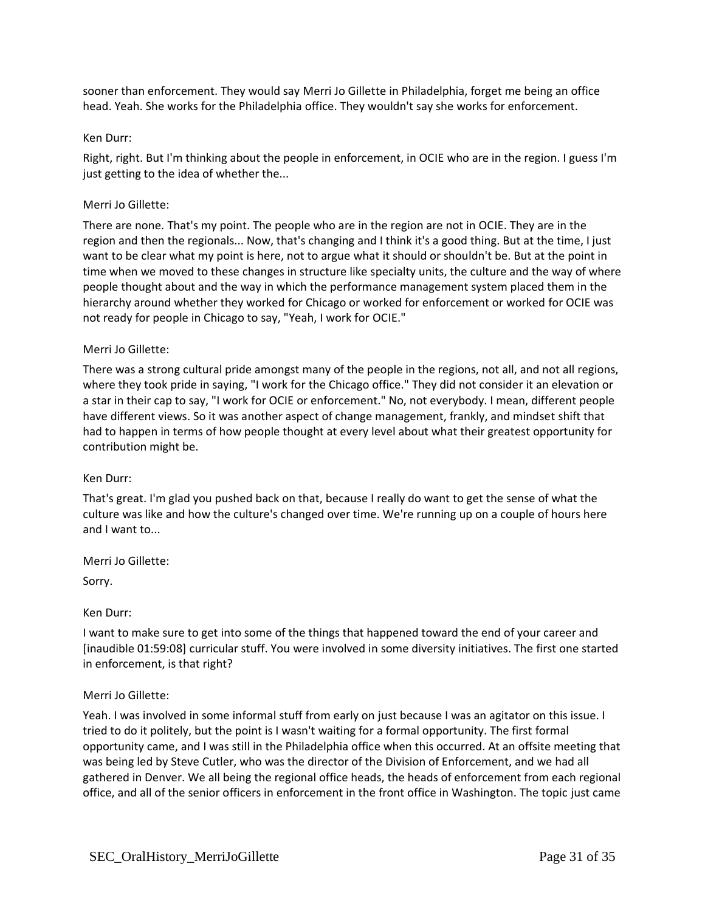sooner than enforcement. They would say Merri Jo Gillette in Philadelphia, forget me being an office head. Yeah. She works for the Philadelphia office. They wouldn't say she works for enforcement.

Ken Durr:

Right, right. But I'm thinking about the people in enforcement, in OCIE who are in the region. I guess I'm just getting to the idea of whether the...

Merri Jo Gillette:

There are none. That's my point. The people who are in the region are not in OCIE. They are in the region and then the regionals... Now, that's changing and I think it's a good thing. But at the time, I just want to be clear what my point is here, not to argue what it should or shouldn't be. But at the point in time when we moved to these changes in structure like specialty units, the culture and the way of where people thought about and the way in which the performance management system placed them in the hierarchy around whether they worked for Chicago or worked for enforcement or worked for OCIE was not ready for people in Chicago to say, "Yeah, I work for OCIE."

Merri Jo Gillette:

There was a strong cultural pride amongst many of the people in the regions, not all, and not all regions, where they took pride in saying, "I work for the Chicago office." They did not consider it an elevation or a star in their cap to say, "I work for OCIE or enforcement." No, not everybody. I mean, different people have different views. So it was another aspect of change management, frankly, and mindset shift that had to happen in terms of how people thought at every level about what their greatest opportunity for contribution might be.

Ken Durr:

That's great. I'm glad you pushed back on that, because I really do want to get the sense of what the culture was like and how the culture's changed over time. We're running up on a couple of hours here and I want to...

Merri Jo Gillette:

Sorry.

Ken Durr:

I want to make sure to get into some of the things that happened toward the end of your career and [inaudible 01:59:08] curricular stuff. You were involved in some diversity initiatives. The first one started in enforcement, is that right?

Merri Jo Gillette:

Yeah. I was involved in some informal stuff from early on just because I was an agitator on this issue. I tried to do it politely, but the point is I wasn't waiting for a formal opportunity. The first formal opportunity came, and I was still in the Philadelphia office when this occurred. At an offsite meeting that was being led by Steve Cutler, who was the director of the Division of Enforcement, and we had all gathered in Denver. We all being the regional office heads, the heads of enforcement from each regional office, and all of the senior officers in enforcement in the front office in Washington. The topic just came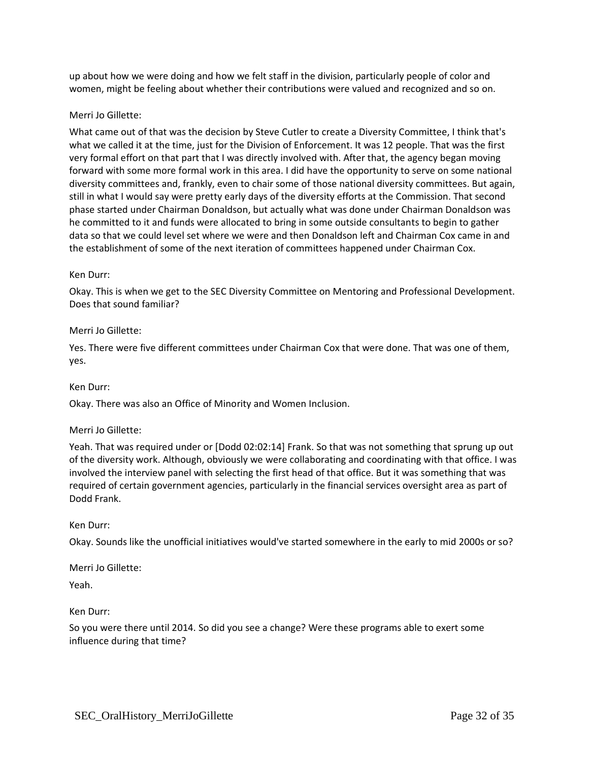up about how we were doing and how we felt staff in the division, particularly people of color and women, might be feeling about whether their contributions were valued and recognized and so on.

Merri Jo Gillette:

What came out of that was the decision by Steve Cutler to create a Diversity Committee, I think that's what we called it at the time, just for the Division of Enforcement. It was 12 people. That was the first very formal effort on that part that I was directly involved with. After that, the agency began moving forward with some more formal work in this area. I did have the opportunity to serve on some national diversity committees and, frankly, even to chair some of those national diversity committees. But again, still in what I would say were pretty early days of the diversity efforts at the Commission. That second phase started under Chairman Donaldson, but actually what was done under Chairman Donaldson was he committed to it and funds were allocated to bring in some outside consultants to begin to gather data so that we could level set where we were and then Donaldson left and Chairman Cox came in and the establishment of some of the next iteration of committees happened under Chairman Cox.

Ken Durr:

Okay. This is when we get to the SEC Diversity Committee on Mentoring and Professional Development. Does that sound familiar?

Merri Jo Gillette:

Yes. There were five different committees under Chairman Cox that were done. That was one of them, yes.

Ken Durr:

Okay. There was also an Office of Minority and Women Inclusion.

Merri Jo Gillette:

Yeah. That was required under or [Dodd 02:02:14] Frank. So that was not something that sprung up out of the diversity work. Although, obviously we were collaborating and coordinating with that office. I was involved the interview panel with selecting the first head of that office. But it was something that was required of certain government agencies, particularly in the financial services oversight area as part of Dodd Frank.

Ken Durr:

Okay. Sounds like the unofficial initiatives would've started somewhere in the early to mid 2000s or so?

Merri Jo Gillette:

Yeah.

Ken Durr:

So you were there until 2014. So did you see a change? Were these programs able to exert some influence during that time?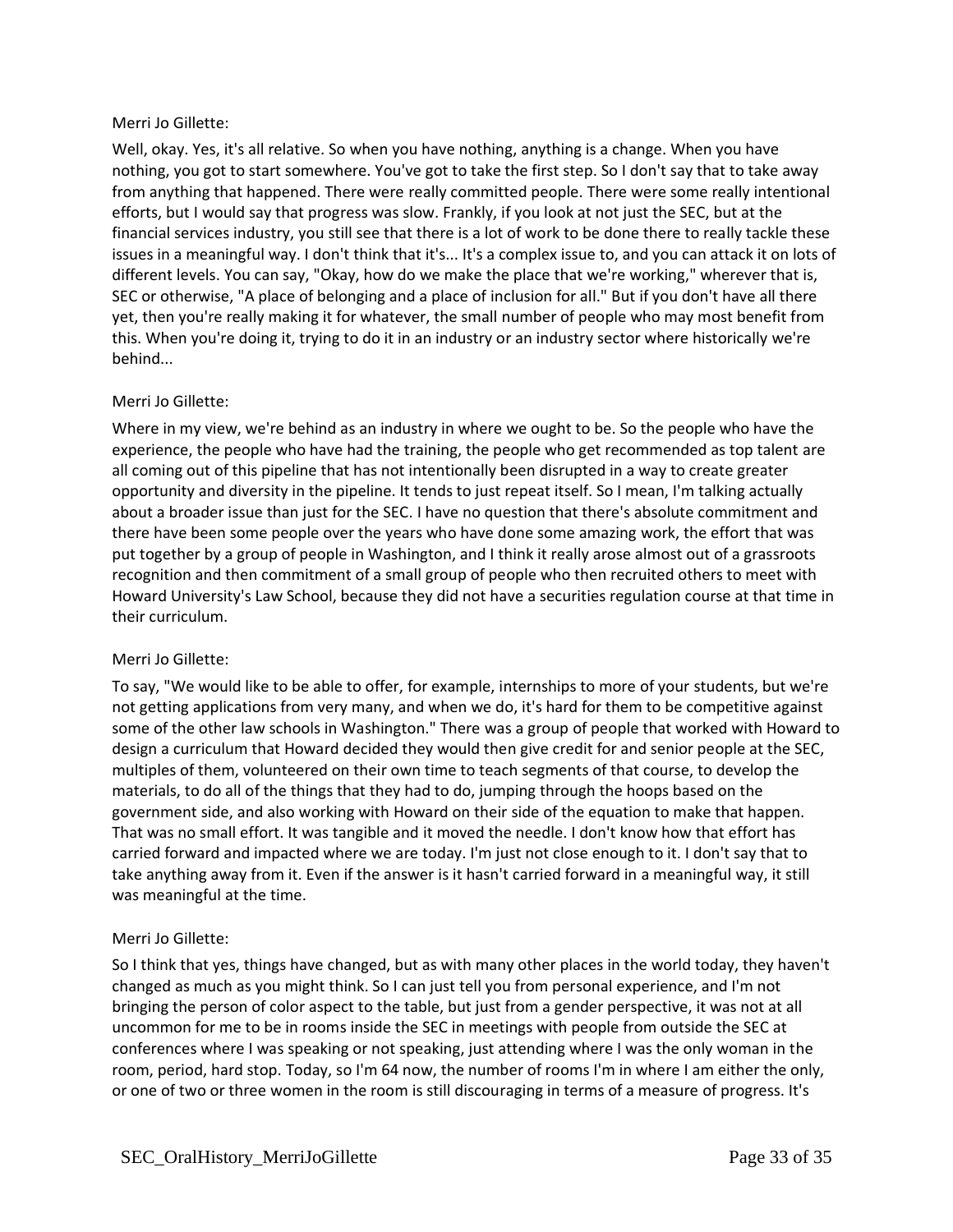Merri Jo Gillette:

Well, okay. Yes, it's all relative. So when you have nothing, anything is a change. When you have nothing, you got to start somewhere. You've got to take the first step. So I don't say that to take away from anything that happened. There were really committed people. There were some really intentional efforts, but I would say that progress was slow. Frankly, if you look at not just the SEC, but at the financial services industry, you still see that there is a lot of work to be done there to really tackle these issues in a meaningful way. I don't think that it's... It's a complex issue to, and you can attack it on lots of different levels. You can say, "Okay, how do we make the place that we're working," wherever that is, SEC or otherwise, "A place of belonging and a place of inclusion for all." But if you don't have all there yet, then you're really making it for whatever, the small number of people who may most benefit from this. When you're doing it, trying to do it in an industry or an industry sector where historically we're behind...

Merri Jo Gillette:

Where in my view, we're behind as an industry in where we ought to be. So the people who have the experience, the people who have had the training, the people who get recommended as top talent are all coming out of this pipeline that has not intentionally been disrupted in a way to create greater opportunity and diversity in the pipeline. It tends to just repeat itself. So I mean, I'm talking actually about a broader issue than just for the SEC. I have no question that there's absolute commitment and there have been some people over the years who have done some amazing work, the effort that was put together by a group of people in Washington, and I think it really arose almost out of a grassroots recognition and then commitment of a small group of people who then recruited others to meet with Howard University's Law School, because they did not have a securities regulation course at that time in their curriculum.

Merri Jo Gillette:

To say, "We would like to be able to offer, for example, internships to more of your students, but we're not getting applications from very many, and when we do, it's hard for them to be competitive against some of the other law schools in Washington." There was a group of people that worked with Howard to design a curriculum that Howard decided they would then give credit for and senior people at the SEC, multiples of them, volunteered on their own time to teach segments of that course, to develop the materials, to do all of the things that they had to do, jumping through the hoops based on the government side, and also working with Howard on their side of the equation to make that happen. That was no small effort. It was tangible and it moved the needle. I don't know how that effort has carried forward and impacted where we are today. I'm just not close enough to it. I don't say that to take anything away from it. Even if the answer is it hasn't carried forward in a meaningful way, it still was meaningful at the time.

Merri Jo Gillette:

So I think that yes, things have changed, but as with many other places in the world today, they haven't changed as much as you might think. So I can just tell you from personal experience, and I'm not bringing the person of color aspect to the table, but just from a gender perspective, it was not at all uncommon for me to be in rooms inside the SEC in meetings with people from outside the SEC at conferences where I was speaking or not speaking, just attending where I was the only woman in the room, period, hard stop. Today, so I'm 64 now, the number of rooms I'm in where I am either the only, or one of two or three women in the room is still discouraging in terms of a measure of progress. It's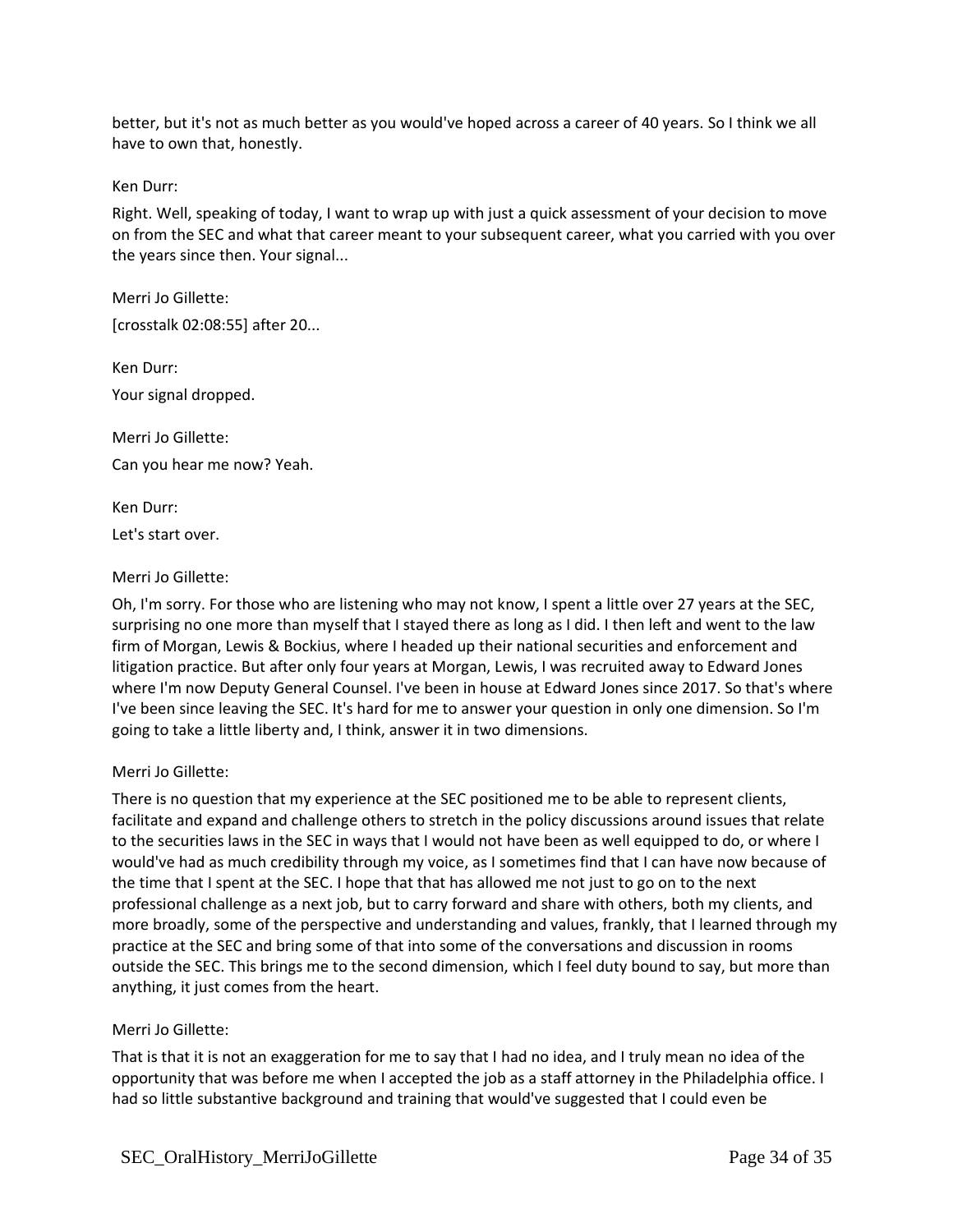better, but it's not as much better as you would've hoped across a career of 40 years. So I think we all have to own that, honestly.

Ken Durr:

Right. Well, speaking of today, I want to wrap up with just a quick assessment of your decision to move on from the SEC and what that career meant to your subsequent career, what you carried with you over the years since then. Your signal...

Merri Jo Gillette:

[crosstalk 02:08:55] after 20...

Ken Durr:

Your signal dropped.

Merri Jo Gillette:

Can you hear me now? Yeah.

Ken Durr:

Let's start over.

Merri Jo Gillette:

Oh, I'm sorry. For those who are listening who may not know, I spent a little over 27 years at the SEC, surprising no one more than myself that I stayed there as long as I did. I then left and went to the law firm of Morgan, Lewis & Bockius, where I headed up their national securities and enforcement and litigation practice. But after only four years at Morgan, Lewis, I was recruited away to Edward Jones where I'm now Deputy General Counsel. I've been in house at Edward Jones since 2017. So that's where I've been since leaving the SEC. It's hard for me to answer your question in only one dimension. So I'm going to take a little liberty and, I think, answer it in two dimensions.

Merri Jo Gillette:

There is no question that my experience at the SEC positioned me to be able to represent clients, facilitate and expand and challenge others to stretch in the policy discussions around issues that relate to the securities laws in the SEC in ways that I would not have been as well equipped to do, or where I would've had as much credibility through my voice, as I sometimes find that I can have now because of the time that I spent at the SEC. I hope that that has allowed me not just to go on to the next professional challenge as a next job, but to carry forward and share with others, both my clients, and more broadly, some of the perspective and understanding and values, frankly, that I learned through my practice at the SEC and bring some of that into some of the conversations and discussion in rooms outside the SEC. This brings me to the second dimension, which I feel duty bound to say, but more than anything, it just comes from the heart.

Merri Jo Gillette:

That is that it is not an exaggeration for me to say that I had no idea, and I truly mean no idea of the opportunity that was before me when I accepted the job as a staff attorney in the Philadelphia office. I had so little substantive background and training that would've suggested that I could even be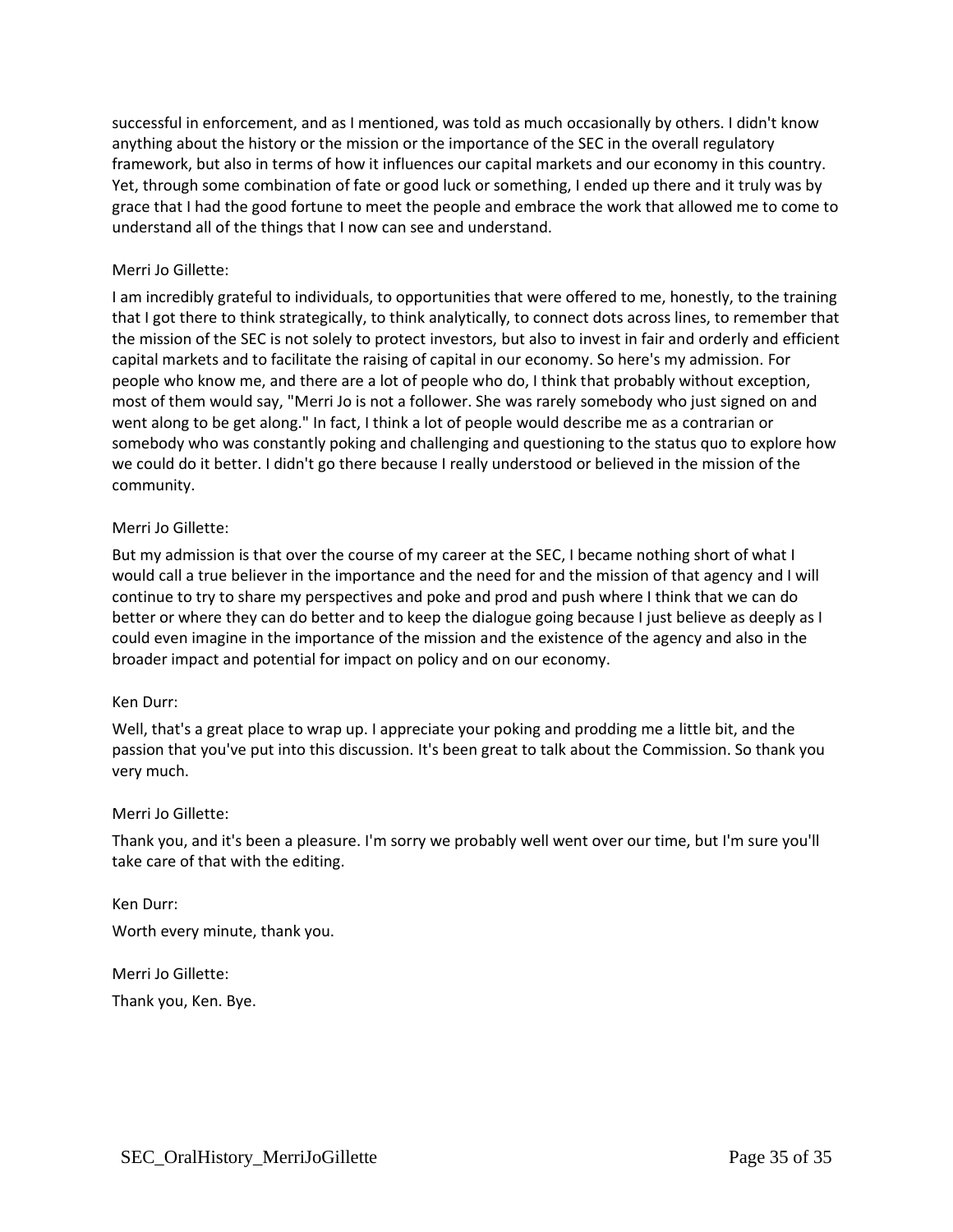successful in enforcement, and as I mentioned, was told as much occasionally by others. I didn't know anything about the history or the mission or the importance of the SEC in the overall regulatory framework, but also in terms of how it influences our capital markets and our economy in this country. Yet, through some combination of fate or good luck or something, I ended up there and it truly was by grace that I had the good fortune to meet the people and embrace the work that allowed me to come to understand all of the things that I now can see and understand.

Merri Jo Gillette:

I am incredibly grateful to individuals, to opportunities that were offered to me, honestly, to the training that I got there to think strategically, to think analytically, to connect dots across lines, to remember that the mission of the SEC is not solely to protect investors, but also to invest in fair and orderly and efficient capital markets and to facilitate the raising of capital in our economy. So here's my admission. For people who know me, and there are a lot of people who do, I think that probably without exception, most of them would say, "Merri Jo is not a follower. She was rarely somebody who just signed on and went along to be get along." In fact, I think a lot of people would describe me as a contrarian or somebody who was constantly poking and challenging and questioning to the status quo to explore how we could do it better. I didn't go there because I really understood or believed in the mission of the community.

Merri Jo Gillette:

But my admission is that over the course of my career at the SEC, I became nothing short of what I would call a true believer in the importance and the need for and the mission of that agency and I will continue to try to share my perspectives and poke and prod and push where I think that we can do better or where they can do better and to keep the dialogue going because I just believe as deeply as I could even imagine in the importance of the mission and the existence of the agency and also in the broader impact and potential for impact on policy and on our economy.

Ken Durr:

Well, that's a great place to wrap up. I appreciate your poking and prodding me a little bit, and the passion that you've put into this discussion. It's been great to talk about the Commission. So thank you very much.

Merri Jo Gillette:

Thank you, and it's been a pleasure. I'm sorry we probably well went over our time, but I'm sure you'll take care of that with the editing.

Ken Durr:

Worth every minute, thank you.

Merri Jo Gillette:

Thank you, Ken. Bye.